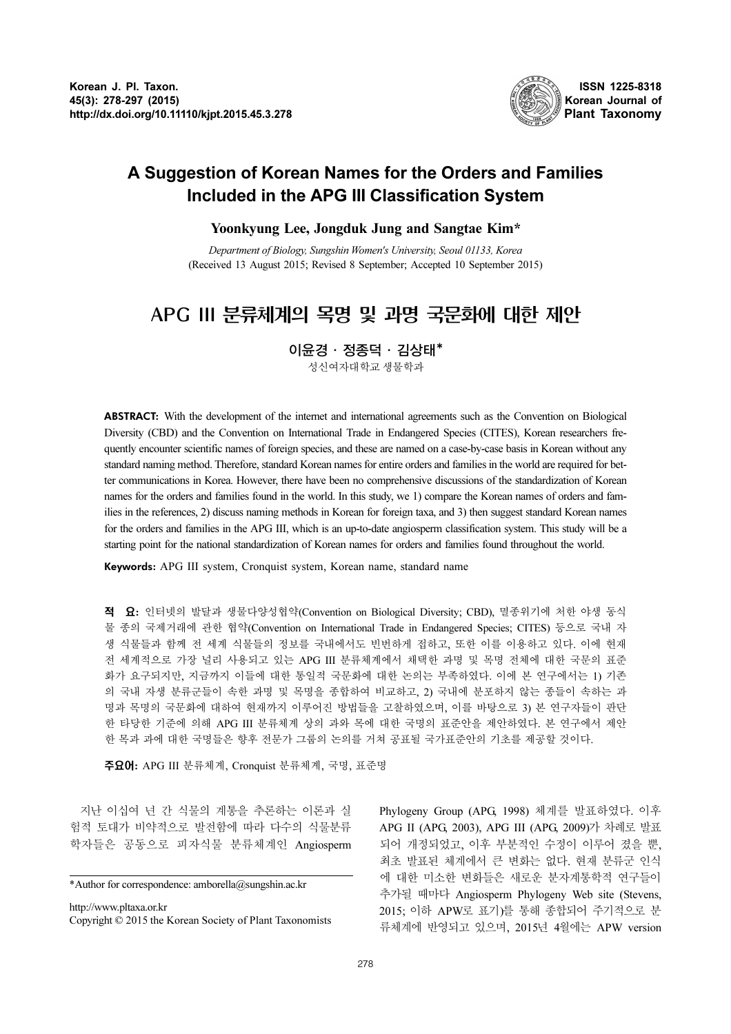Korean J. Pl. Taxon.
45(3): 278-297 (2015)
http://dx.doi.org/10.11110/kjpt.2015.45.3.278

ISSN 1225-8318
Korean Journal of
Plant Taxonomy

# A Suggestion of Korean Names for the Orders and Families Included in the APG III Classification System

**Yoonkyung Lee, Jongduk Jung and Sangtae Kim***

*Department of Biology, Sungshin Women's University, Seoul 01133, Korea*
(Received 13 August 2015; Revised 8 September; Accepted 10 September 2015)

# APG III 분류체계의 목명 및 과명 국문화에 대한 제안

**이윤경 · 정종덕 · 김상태***

성신여자대학교 생물학과

**ABSTRACT:** With the development of the internet and international agreements such as the Convention on Biological Diversity (CBD) and the Convention on International Trade in Endangered Species (CITES), Korean researchers frequently encounter scientific names of foreign species, and these are named on a case-by-case basis in Korean without any standard naming method. Therefore, standard Korean names for entire orders and families in the world are required for better communications in Korea. However, there have been no comprehensive discussions of the standardization of Korean names for the orders and families found in the world. In this study, we 1) compare the Korean names of orders and families in the references, 2) discuss naming methods in Korean for foreign taxa, and 3) then suggest standard Korean names for the orders and families in the APG III, which is an up-to-date angiosperm classification system. This study will be a starting point for the national standardization of Korean names for orders and families found throughout the world.

**Keywords:** APG III system, Cronquist system, Korean name, standard name

**적 요:** 인터넷의 발달과 생물다양성협약(Convention on Biological Diversity; CBD), 멸종위기에 처한 야생 동식물 종의 국제거래에 관한 협약(Convention on International Trade in Endangered Species; CITES) 등으로 국내 자생 식물들과 함께 전 세계 식물들의 정보를 국내에서도 빈번하게 접하고, 또한 이를 이용하고 있다. 이에 현재 전 세계적으로 가장 널리 사용되고 있는 APG III 분류체계에서 채택한 과명 및 목명 전체에 대한 국문의 표준화가 요구되지만, 지금까지 이들에 대한 통일적 국문화에 대한 논의는 부족하였다. 이에 본 연구에서는 1) 기존의 국내 자생 분류군들이 속한 과명 및 목명을 종합하여 비교하고, 2) 국내에 분포하지 않는 종들이 속하는 과명과 목명의 국문화에 대하여 현재까지 이루어진 방법들을 고찰하였으며, 이를 바탕으로 3) 본 연구자들이 판단한 타당한 기준에 의해 APG III 분류체계 상의 과와 목에 대한 국명의 표준안을 제안하였다. 본 연구에서 제안한 목과 과에 대한 국명들은 향후 전문가 그룹의 논의를 거쳐 공표될 국가표준안의 기초를 제공할 것이다.

**주요어:** APG III 분류체계, Cronquist 분류체계, 국명, 표준명

지난 이십여 년 간 식물의 계통을 추론하는 이론과 실험적 토대가 비약적으로 발전함에 따라 다수의 식물분류학자들은 공동으로 피자식물 분류체계인 Angiosperm Phylogeny Group (APG, 1998) 체계를 발표하였다. 이후 APG II (APG, 2003), APG III (APG, 2009)가 차례로 발표되어 개정되었고, 이후 부분적인 수정이 이루어 졌을 뿐, 최초 발표된 체계에서 큰 변화는 없다. 현재 분류군 인식에 대한 미소한 변화들은 새로운 분자계통학적 연구들이 추가될 때마다 Angiosperm Phylogeny Web site (Stevens, 2015; 이하 APW로 표기)를 통해 종합되어 주기적으로 분류체계에 반영되고 있으며, 2015년 4월에는 APW version

*Author for correspondence: amborella@sungshin.ac.kr

http://www.pltaxa.or.kr
Copyright © 2015 the Korean Society of Plant Taxonomists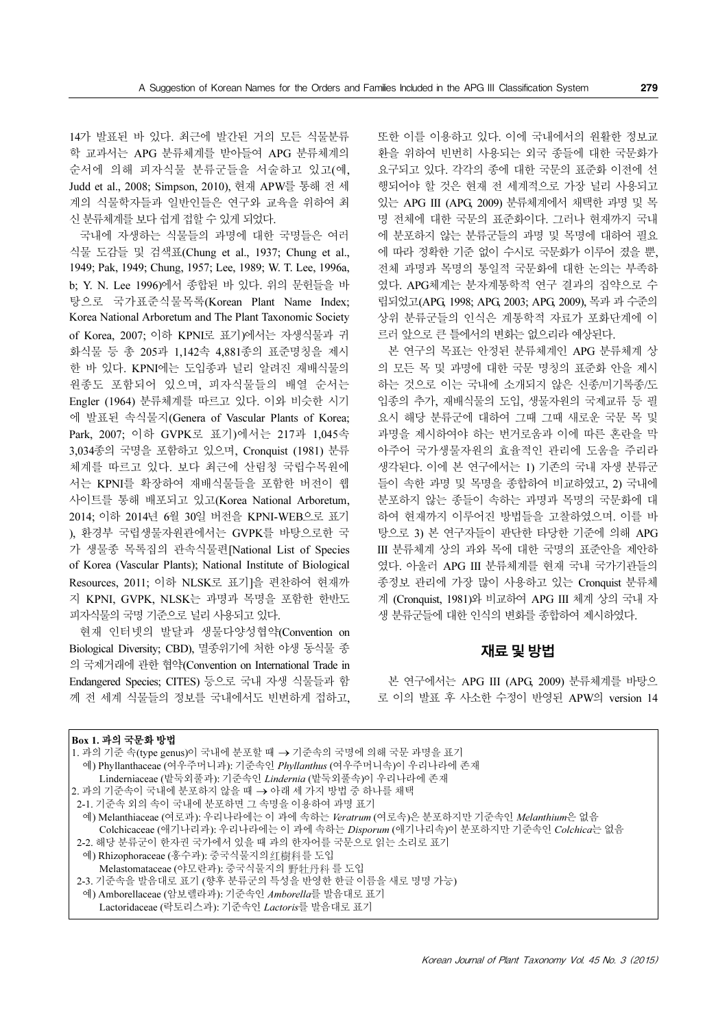14가 발표된 바 있다. 최근에 발간된 거의 모든 식물분류학 교과서는 APG 분류체계를 받아들여 APG 분류체계의 순서에 의해 피자식물 분류군들을 서술하고 있고(예, Judd et al., 2008; Simpson, 2010), 현재 APW를 통해 전 세계의 식물학자들과 일반인들은 연구와 교육을 위하여 최신 분류체계를 보다 쉽게 접할 수 있게 되었다.

국내에 자생하는 식물들의 과명에 대한 국명들은 여러 식물 도감들 및 검색표(Chung et al., 1937; Chung et al., 1949; Pak, 1949; Chung, 1957; Lee, 1989; W. T. Lee, 1996a, b; Y. N. Lee 1996)에서 종합된 바 있다. 위의 문헌들을 바탕으로 국가표준식물목록(Korean Plant Name Index; Korea National Arboretum and The Plant Taxonomic Society of Korea, 2007; 이하 KPNI로 표기)에서는 자생식물과 귀화식물 등 총 205과 1,142속 4,881종의 표준명칭을 제시한 바 있다. KPNI에는 도입종과 널리 알려진 재배식물의 원종도 포함되어 있으며, 피자식물들의 배열 순서는 Engler (1964) 분류체계를 따르고 있다. 이와 비슷한 시기에 발표된 속식물지(Genera of Vascular Plants of Korea; Park, 2007; 이하 GVPK로 표기)에서는 217과 1,045속 3,034종의 국명을 포함하고 있으며, Cronquist (1981) 분류체계를 따르고 있다. 보다 최근에 산림청 국립수목원에서는 KPNI를 확장하여 재배식물들을 포함한 버전이 웹사이트를 통해 배포되고 있고(Korea National Arboretum, 2014; 이하 2014년 6월 30일 버전을 KPNI-WEB으로 표기), 환경부 국립생물자원관에서는 GVPK를 바탕으로한 국가 생물종 목록집의 관속식물편[National List of Species of Korea (Vascular Plants); National Institute of Biological Resources, 2011; 이하 NLSK로 표기]을 편찬하여 현재까지 KPNI, GVPK, NLSK는 과명과 목명을 포함한 한반도 피자식물의 국명 기준으로 널리 사용되고 있다.

현재 인터넷의 발달과 생물다양성협약(Convention on Biological Diversity; CBD), 멸종위기에 처한 야생 동식물 종의 국제거래에 관한 협약(Convention on International Trade in Endangered Species; CITES) 등으로 국내 자생 식물들과 함께 전 세계 식물들의 정보를 국내에서도 빈번하게 접하고, 또한 이를 이용하고 있다. 이에 국내에서의 원활한 정보교환을 위하여 빈번히 사용되는 외국 종들에 대한 국문화가 요구되고 있다. 각각의 종에 대한 국문의 표준화 이전에 선행되어야 할 것은 현재 전 세계적으로 가장 널리 사용되고 있는 APG III (APG, 2009) 분류체계에서 채택한 과명 및 목명 전체에 대한 국문의 표준화이다. 그러나 현재까지 국내에 분포하지 않는 분류군들의 과명 및 목명에 대하여 필요에 따라 정확한 기준 없이 수시로 국문화가 이루어 졌을 뿐, 전체 과명과 목명의 통일적 국문화에 대한 논의는 부족하였다. APG체계는 분자계통학적 연구 결과의 집약으로 수립되었고(APG, 1998; APG, 2003; APG, 2009), 목과 과 수준의 상위 분류군들의 인식은 계통학적 자료가 포화단계에 이르러 앞으로 큰 틀에서의 변화는 없으리라 예상된다.

본 연구의 목표는 안정된 분류체계인 APG 분류체계 상의 모든 목 및 과명에 대한 국문 명칭의 표준화 안을 제시하는 것으로 이는 국내에 소개되지 않은 신종/미기록종/도입종의 추가, 재배식물의 도입, 생물자원의 국제교류 등 필요시 해당 분류군에 대하여 그때 그때 새로운 국문 목 및 과명을 제시하여야 하는 번거로움과 이에 따른 혼란을 막아주어 국가생물자원의 효율적인 관리에 도움을 주리라 생각된다. 이에 본 연구에서는 1) 기존의 국내 자생 분류군들이 속한 과명 및 목명을 종합하여 비교하였고, 2) 국내에 분포하지 않는 종들이 속하는 과명과 목명의 국문화에 대하여 현재까지 이루어진 방법들을 고찰하였으며, 이를 바탕으로 3) 본 연구자들이 판단한 타당한 기준에 의해 APG III 분류체계 상의 과와 목에 대한 국명의 표준안을 제안하였다. 아울러 APG III 분류체계를 현재 국내 국가기관들의 종정보 관리에 가장 많이 사용하고 있는 Cronquist 분류체계 (Cronquist, 1981)와 비교하여 APG III 체계 상의 국내 자생 분류군들에 대한 인식의 변화를 종합하여 제시하였다.

## 재료 및 방법

본 연구에서는 APG III (APG, 2009) 분류체계를 바탕으로 이의 발표 후 사소한 수정이 반영된 APW의 version 14

**Box 1. 과의 국문화 방법**

1. 과의 기준 속(type genus)이 국내에 분포할 때 → 기준속의 국명에 의해 국문 과명을 표기
   - 예) Phyllanthaceae (여우주머니과): 기준속인 *Phyllanthus* (여우주머니속)이 우리나라에 존재
   - Linderniaceae (밭뚝외풀과): 기준속인 *Lindernia* (밭뚝외풀속)이 우리나라에 존재
2. 과의 기준속이 국내에 분포하지 않을 때 → 아래 세 가지 방법 중 하나를 채택
   - 2-1. 기준속 외의 속이 국내에 분포하면 그 속명을 이용하여 과명 표기
     - 예) Melanthiaceae (여로과): 우리나라에는 이 과에 속하는 *Veratrum* (여로속)은 분포하지만 기준속인 *Melanthium*은 없음
     - Colchicaceae (애기나리과): 우리나라에는 이 과에 속하는 *Disporum* (애기나리속)이 분포하지만 기준속인 *Colchica*는 없음
   - 2-2. 해당 분류군이 한자권 국가에서 있을 때 과의 한자어를 국문으로 읽는 소리로 표기
     - 예) Rhizophoraceae (홍수과): 중국식물지의 红樹科를 도입
     - Melastomataceae (야모란과): 중국식물지의 野牡丹科 를 도입
   - 2-3. 기준속을 발음대로 표기 (향후 분류군의 특성을 반영한 한글 이름을 새로 명명 가능)
     - 예) Amborellaceae (암보렐라과): 기준속인 *Amborella*를 발음대로 표기
     - Lactoridaceae (락토리스과): 기준속인 *Lactoris*를 발음대로 표기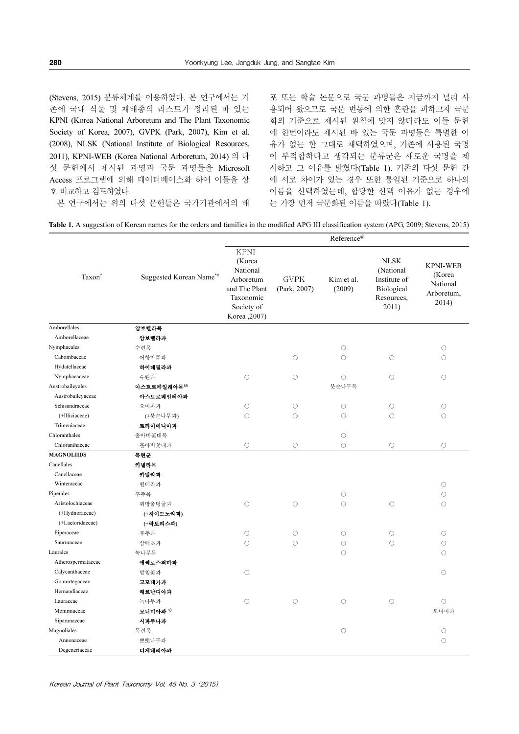(Stevens, 2015) 분류체계를 이용하였다. 본 연구에서는 기존에 국내 식물 및 재배종의 리스트가 정리된 바 있는 KPNI (Korea National Arboretum and The Plant Taxonomic Society of Korea, 2007), GVPK (Park, 2007), Kim et al. (2008), NLSK (National Institute of Biological Resources, 2011), KPNI-WEB (Korea National Arboretum, 2014) 의 다섯 문헌에서 제시된 과명과 국문 과명들을 Microsoft Access 프로그램에 의해 데이터베이스화 하여 이들을 상호 비교하고 검토하였다.

본 연구에서는 위의 다섯 문헌들은 국가기관에서의 배포 또는 학술 논문으로 국문 과명들은 지금까지 널리 사용되어 왔으므로 국문 변동에 의한 혼란을 피하고자 국문화의 기준으로 제시된 원칙에 맞지 않더라도 이들 문헌에 한번이라도 제시된 바 있는 국문 과명들은 특별한 이유가 없는 한 그대로 채택하였으며, 기존에 사용된 국명이 부적합하다고 생각되는 분류군은 새로운 국명을 제시하고 그 이유를 밝혔다(Table 1). 기존의 다섯 문헌 간에 서로 차이가 있는 경우 또한 통일된 기준으로 하나의 이름을 선택하였는데, 합당한 선택 이유가 없는 경우에는 가장 먼저 국문화된 이름을 따랐다(Table 1).

**Table 1.** A suggestion of Korean names for the orders and families in the modified APG III classification system (APG, 2009; Stevens, 2015)

| Taxon* | Suggested Korean Name*# | Reference@ | | | | |
|---|---|---|---|---|---|---|
| | | KPNI (Korea National Arboretum and The Plant Taxonomic Society of Korea ,2007) | GVPK (Park, 2007) | Kim et al. (2009) | NLSK (National Institute of Biological Resources, 2011) | KPNI-WEB (Korea National Arboretum, 2014) |
| Amborellales | **암보렐라목** | | | | | |
| Amborellaceae | **암보렐라과** | | | | | |
| Nymphaeales | 수련목 | | | ○ | | ○ |
| Cabombaceae | 어항마름과 | | ○ | ○ | ○ | ○ |
| Hydatellaceae | **하이데텔라과** | | | | | |
| Nymphaeaceae | 수련과 | ○ | ○ | ○ | ○ | ○ |
| Austrobaileyales | **아스트로베일레아목**[13] | | | 붓순나무목 | | |
| Austrobaileyaceae | **아스트로베일레야과** | | | | | |
| Schisandraceae | 오미자과 | ○ | ○ | ○ | ○ | ○ |
| (+Illiciaceae) | (+붓순나무과) | ○ | ○ | ○ | ○ | ○ |
| Trimeniaceae | **트라이메니아과** | | | | | |
| Chloranthales | 홀아비꽃대목 | | | ○ | | |
| Chloranthaceae | 홀아비꽃대과 | ○ | ○ | ○ | ○ | ○ |
| **MAGNOLIIDS** | **목련군** | | | | | |
| Canellales | **카넬라목** | | | | | |
| Canellaceae | **카넬라과** | | | | | |
| Winteraceae | 윈테라과 | | | | | ○ |
| Piperales | 후추목 | | | ○ | | ○ |
| Aristolochiaceae | 쥐방울덩굴과 | ○ | ○ | ○ | ○ | ○ |
| (+Hydnoraceae) | **(+하이드노라과)** | | | | | |
| (+Lactoridaceae) | **(+락토리스과)** | | | | | |
| Piperaceae | 후추과 | ○ | ○ | ○ | ○ | ○ |
| Saururaceae | 삼백초과 | ○ | ○ | ○ | ○ | ○ |
| Laurales | 녹나무목 | | | ○ | | ○ |
| Atherospermataceae | **에체로스퍼마과** | | | | | |
| Calycanthaceae | 받침꽃과 | ○ | | | | ○ |
| Gomortegaceae | **고모테가과** | | | | | |
| Hernandiaceae | **헤르난디아과** | | | | | |
| Lauraceae | 녹나무과 | ○ | ○ | ○ | ○ | ○ |
| Monimiaceae | **모니미아과** [2] | | | | | 모니미과 |
| Siparunaceae | **시파루나과** | | | | | |
| Magnoliales | 목련목 | | | ○ | | ○ |
| Annonaceae | 뽀뽀나무과 | | | | | ○ |
| Degeneriaceae | **디제네리아과** | | | | | |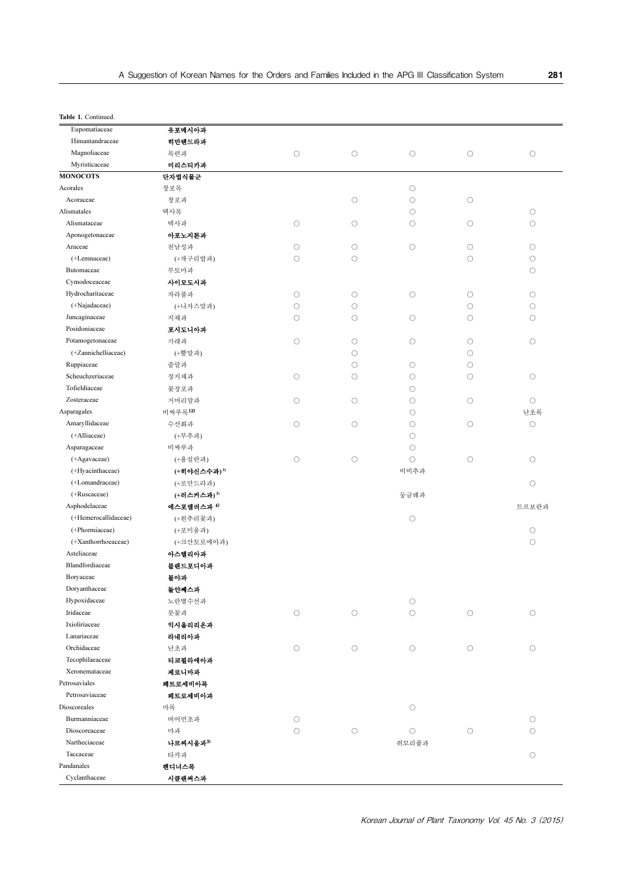**Table 1.** Continued.

| | | | | | | |
|---|---|---|---|---|---|---|
| Eupomatiaceae | **유포메시아과** | | | | | |
| Himantandraceae | **히만텐드라과** | | | | | |
| Magnoliaceae | 목련과 | ○ | ○ | ○ | ○ | ○ |
| Myristicaceae | **미리스티카과** | | | | | |
| **MONOCOTS** | **단자엽식물군** | | | | | |
| Acorales | 창포목 | | | ○ | | |
| Acoraceae | 창포과 | | ○ | ○ | ○ | |
| Alismatales | 택사목 | | | ○ | | ○ |
| Alismataceae | 택사과 | ○ | ○ | ○ | ○ | ○ |
| Aponogetonaceae | **아포노지톤과** | | | | | |
| Araceae | 천남성과 | ○ | ○ | ○ | ○ | ○ |
| (+Lemnaceae) | (+개구리밥과) | ○ | ○ | | ○ | ○ |
| Butomaceae | 부토마과 | | | | | ○ |
| Cymodoceaceae | **사이모도시과** | | | | | |
| Hydrocharitaceae | 자라풀과 | ○ | ○ | ○ | ○ | ○ |
| (+Najadaceae) | (+나자스말과) | ○ | ○ | | ○ | ○ |
| Juncaginaceae | 지채과 | ○ | ○ | ○ | ○ | ○ |
| Posidoniaceae | **포시도니아과** | | | | | |
| Potamogetonaceae | 가래과 | ○ | ○ | ○ | ○ | ○ |
| (+Zannichelliaceae) | (+뿔말과) | | ○ | | ○ | |
| Ruppiaceae | 줄말과 | | ○ | ○ | ○ | |
| Scheuchzeriaceae | 장지채과 | ○ | ○ | ○ | ○ | ○ |
| Tofieldiaceae | 꽃장포과 | | | ○ | | |
| Zosteraceae | 거머리말과 | ○ | ○ | ○ | ○ | ○ |
| Asparagales | 비짜루목[12] | | | ○ | | 난초목 |
| Amaryllidaceae | 수선화과 | ○ | ○ | ○ | ○ | ○ |
| (+Alliaceae) | (+부추과) | | | ○ | | |
| Asparagaceae | 비짜루과 | | | ○ | | |
| (+Agavaceae) | (+용설란과) | ○ | ○ | ○ | ○ | ○ |
| (+Hyacinthaceae) | **(+히야신스수과)[3]** | | | 비비추과 | | |
| (+Lomandraceae) | (+로만드라과) | | | | | ○ |
| (+Ruscaceae) | **(+러스커스과)[3]** | | | 둥굴레과 | | |
| Asphodelaceae | **에스포델러스과[4]** | | | | | 트르보란과 |
| (+Hemerocallidaceae) | (+원추리꽃과) | | | ○ | | |
| (+Phormiaceae) | (+포미움과) | | | | | ○ |
| (+Xanthorrhoeaceae) | (+크산토로에아과) | | | | | ○ |
| Asteliaceae | **아스텔리아과** | | | | | |
| Blandfordiaceae | **블랜드포디아과** | | | | | |
| Boryaceae | **볼야과** | | | | | |
| Doryanthaceae | **돌얀쎄스과** | | | | | |
| Hypoxidaceae | 노란별수선과 | | | ○ | | |
| Iridaceae | 붓꽃과 | ○ | ○ | ○ | ○ | ○ |
| Ixioliriaceae | **익시올리리온과** | | | | | |
| Lanariaceae | **라네리아과** | | | | | |
| Orchidaceae | 난초과 | ○ | ○ | ○ | ○ | ○ |
| Tecophilaeaceae | **티코필라에아과** | | | | | |
| Xeronemataceae | **제로니마과** | | | | | |
| Petrosaviales | **페트로세비아목** | | | | | |
| Petrosaviaceae | **페트로세비아과** | | | | | |
| Dioscoreales | 마목 | | | ○ | | |
| Burmanniaceae | 버어먼초과 | ○ | | | | ○ |
| Dioscoreaceae | 마과 | ○ | ○ | ○ | ○ | ○ |
| Nartheciaceae | **나르씨시움과[3]** | | | 쥐꼬리풀과 | | |
| Taccaceae | 타카과 | | | | | ○ |
| Pandanales | **팬디너스목** | | | | | |
| Cyclanthaceae | **시클랜써스과** | | | | | |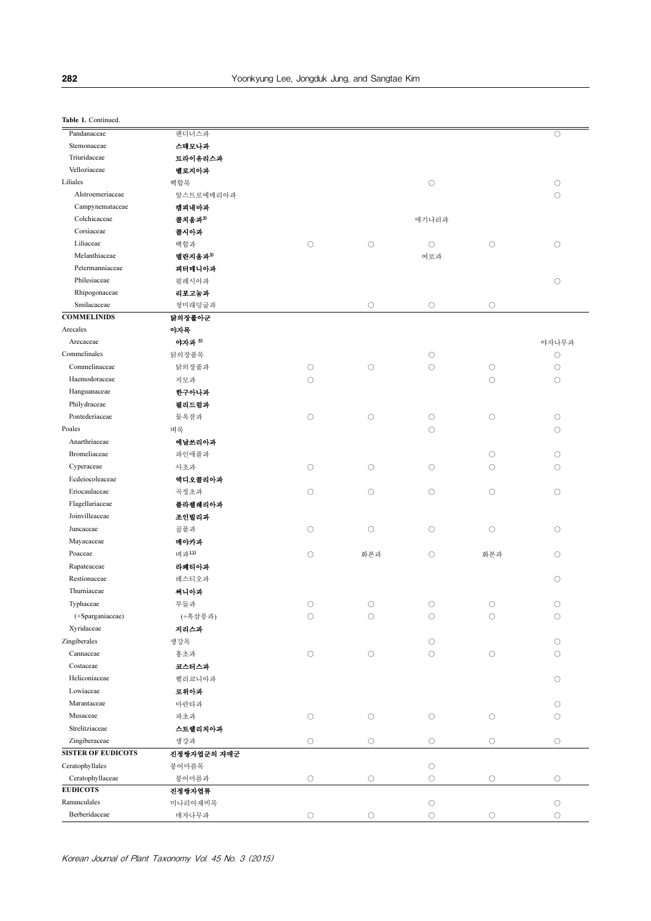**Table 1.** Continued.

| | | | | | | |
|---|---|---|---|---|---|---|
| Pandanaceae | 팬디너스과 | | | | | ○ |
| Stemonaceae | **스테모나과** | | | | | |
| Triuridaceae | **트라이유리스과** | | | | | |
| Velloziaceae | **벨로지아과** | | | | | |
| Liliales | 백합목 | | | ○ | | ○ |
| Alstroemeriaceae | 알스트로에메리아과 | | | | | ○ |
| Campynemataceae | **캠피네마과** | | | | | |
| Colchicaceae | **콜치쿰과**[3] | | | 애기나리과 | | |
| Corsiaceae | **콜시아과** | | | | | |
| Liliaceae | 백합과 | ○ | ○ | ○ | ○ | ○ |
| Melanthiaceae | **멜란지움과**[3] | | | 여로과 | | |
| Petermanniaceae | **피터매니아과** | | | | | |
| Philesiaceae | 필레시아과 | | | | | ○ |
| Rhipogonaceae | **리포고눔과** | | | | | |
| Smilacaceae | 청미래덩굴과 | | ○ | ○ | ○ | |
| **COMMELINIDS** | **닭의장풀아군** | | | | | |
| Arecales | **야자목** | | | | | |
| Arecaceae | **야자과** [5] | | | | | 야자나무과 |
| Commelinales | 닭의장풀목 | | | ○ | | ○ |
| Commelinaceae | 닭의장풀과 | ○ | ○ | ○ | ○ | ○ |
| Haemodoraceae | 지모과 | ○ | | | ○ | ○ |
| Hanguanaceae | **한구아나과** | | | | | |
| Philydraceae | **필리드럼과** | | | | | |
| Pontederiaceae | 물옥잠과 | ○ | ○ | ○ | ○ | ○ |
| Poales | 벼목 | | | ○ | | ○ |
| Anarthriaceae | **애날쓰리아과** | | | | | |
| Bromeliaceae | 파인애플과 | | | | ○ | ○ |
| Cyperaceae | 사초과 | ○ | ○ | ○ | ○ | ○ |
| Ecdeiocoleaceae | **엑디오콜리아과** | | | | | |
| Eriocaulaceae | 곡정초과 | ○ | ○ | ○ | ○ | ○ |
| Flagellariaceae | **플라겔레리아과** | | | | | |
| Joinvilleaceae | **조인빌리과** | | | | | |
| Juncaceae | 골풀과 | ○ | ○ | ○ | ○ | ○ |
| Mayacaceae | **메야카과** | | | | | |
| Poaceae | 벼과[11] | ○ | 화본과 | ○ | 화본과 | ○ |
| Rapateaceae | **라페티아과** | | | | | |
| Restionaceae | 레스티오과 | | | | | ○ |
| Thurniaceae | **써니아과** | | | | | |
| Typhaceae | 부들과 | ○ | ○ | ○ | ○ | ○ |
| (+Sparganiaceae) | (+흑삼릉과) | ○ | ○ | ○ | ○ | ○ |
| Xyridaceae | **지리스과** | | | | | |
| Zingiberales | 생강목 | | | ○ | | ○ |
| Cannaceae | 홍초과 | ○ | ○ | ○ | ○ | ○ |
| Costaceae | **코스터스과** | | | | | |
| Heliconiaceae | 헬리코니아과 | | | | | ○ |
| Lowiaceae | **로위아과** | | | | | |
| Marantaceae | 마란타과 | | | | | ○ |
| Musaceae | 파초과 | ○ | ○ | ○ | ○ | ○ |
| Strelitziaceae | **스트렐리치아과** | | | | | |
| Zingiberaceae | 생강과 | ○ | ○ | ○ | ○ | ○ |
| **SISTER OF EUDICOTS** | **진정쌍자엽군의 자매군** | | | | | |
| Ceratophyllales | 붕어마름목 | | | ○ | | |
| Ceratophyllaceae | 붕어마름과 | ○ | ○ | ○ | ○ | ○ |
| **EUDICOTS** | **진정쌍자엽류** | | | | | |
| Ranunculales | 미나리아재비목 | | | ○ | | ○ |
| Berberidaceae | 매자나무과 | ○ | ○ | ○ | ○ | ○ |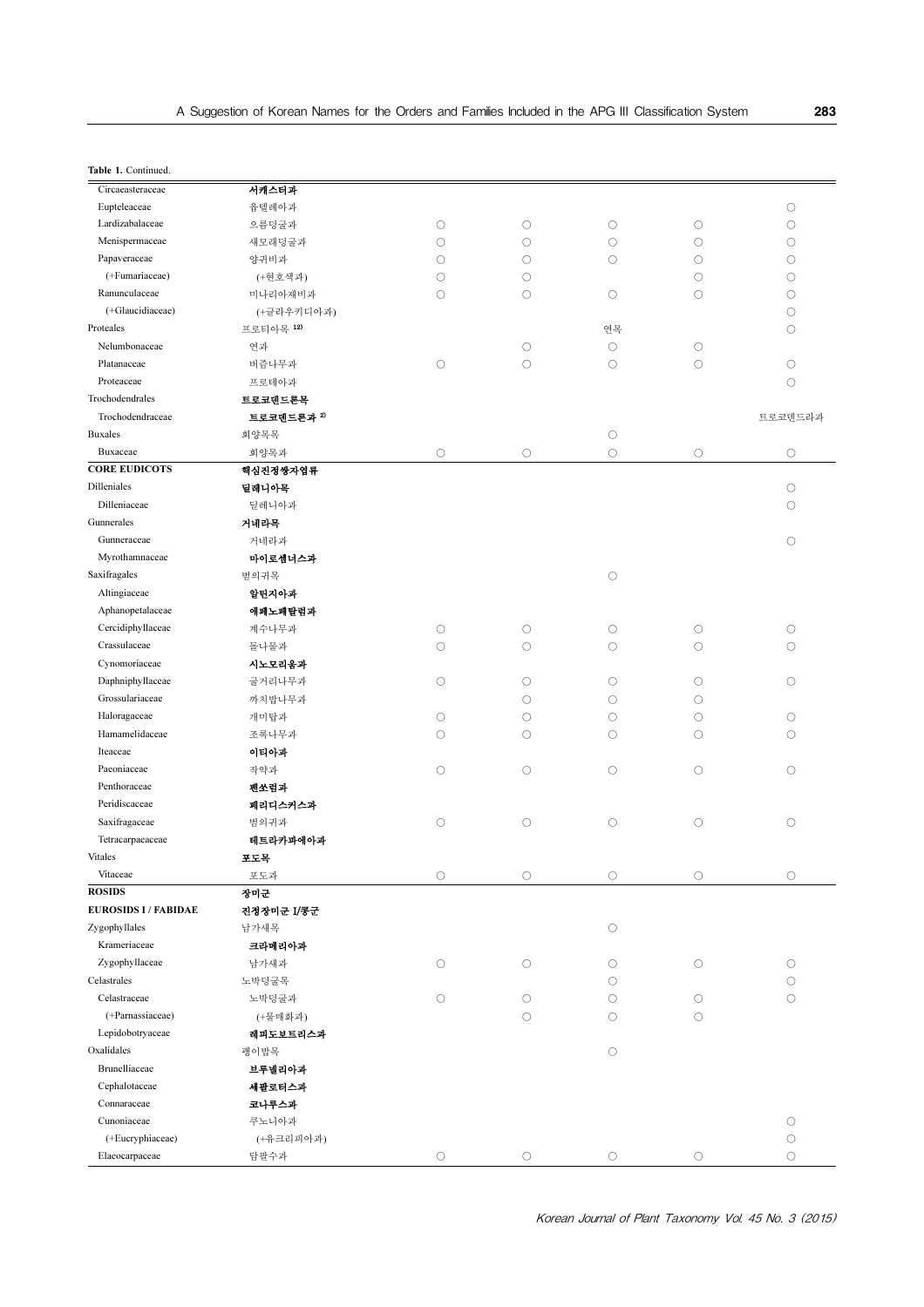**Table 1.** Continued.

| | | | | | | |
|---|---|---|---|---|---|---|
| Circaeasteraceae | **서캐스터과** | | | | | |
| Eupteleaceae | 윱텔레아과 | | | | | ○ |
| Lardizabalaceae | 으름덩굴과 | ○ | ○ | ○ | ○ | ○ |
| Menispermaceae | 새모래덩굴과 | ○ | ○ | ○ | ○ | ○ |
| Papaveraceae | 양귀비과 | ○ | ○ | ○ | ○ | ○ |
| (+Fumariaceae) | (+현호색과) | ○ | ○ | | ○ | ○ |
| Ranunculaceae | 미나리아재비과 | ○ | ○ | ○ | ○ | ○ |
| (+Glaucidiaceae) | (+글라우키디아과) | | | | | ○ |
| Proteales | 프로티아목 12) | | | 연목 | | ○ |
| Nelumbonaceae | 연과 | | ○ | ○ | ○ | |
| Platanaceae | 버즘나무과 | ○ | ○ | ○ | ○ | ○ |
| Proteaceae | 프로테아과 | | | | | ○ |
| Trochodendrales | **트로코덴드론목** | | | | | |
| Trochodendraceae | **트로코덴드론과** 2) | | | | | 트로코덴드라과 |
| Buxales | 회양목목 | | | ○ | | |
| Buxaceae | 회양목과 | ○ | ○ | ○ | ○ | ○ |
| **CORE EUDICOTS** | **핵심진정쌍자엽류** | | | | | |
| Dilleniales | **딜레니아목** | | | | | ○ |
| Dilleniaceae | 딜레니아과 | | | | | ○ |
| Gunnerales | **거네라목** | | | | | |
| Gunneraceae | 거네라과 | | | | | ○ |
| Myrothamnaceae | **마이로섐너스과** | | | | | |
| Saxifragales | 범의귀목 | | | ○ | | |
| Altingiaceae | **알틴지아과** | | | | | |
| Aphanopetalaceae | **애페노페탈럼과** | | | | | |
| Cercidiphyllaceae | 계수나무과 | ○ | ○ | ○ | ○ | ○ |
| Crassulaceae | 돌나물과 | ○ | ○ | ○ | ○ | ○ |
| Cynomoriaceae | **시노모리움과** | | | | | |
| Daphniphyllaceae | 굴거리나무과 | ○ | ○ | ○ | ○ | ○ |
| Grossulariaceae | 까치밥나무과 | | ○ | ○ | ○ | |
| Haloragaceae | 개미탑과 | ○ | ○ | ○ | ○ | ○ |
| Hamamelidaceae | 조록나무과 | ○ | ○ | ○ | ○ | ○ |
| Iteaceae | **이티아과** | | | | | |
| Paeoniaceae | 작약과 | ○ | ○ | ○ | ○ | ○ |
| Penthoraceae | **펜쏘럼과** | | | | | |
| Peridiscaceae | **페리디스쿠스과** | | | | | |
| Saxifragaceae | 범의귀과 | ○ | ○ | ○ | ○ | ○ |
| Tetracarpaeaceae | **테트라카파에아과** | | | | | |
| Vitales | **포도목** | | | | | |
| Vitaceae | 포도과 | ○ | ○ | ○ | ○ | ○ |
| **ROSIDS** | **장미군** | | | | | |
| **EUROSIDS I / FABIDAE** | **진정장미군 I/콩군** | | | | | |
| Zygophyllales | 남가새목 | | | ○ | | |
| Krameriaceae | **크라메리아과** | | | | | |
| Zygophyllaceae | 남가새과 | ○ | ○ | ○ | ○ | ○ |
| Celastrales | 노박덩굴목 | | | ○ | | ○ |
| Celastraceae | 노박덩굴과 | ○ | ○ | ○ | ○ | ○ |
| (+Parnassiaceae) | (+물매화과) | | ○ | ○ | ○ | |
| Lepidobotryaceae | **레피도보트리스과** | | | | | |
| Oxalidales | 괭이밥목 | | | ○ | | |
| Brunelliaceae | **브루넬리아과** | | | | | |
| Cephalotaceae | **세팔로터스과** | | | | | |
| Connaraceae | **코나루스과** | | | | | |
| Cunoniaceae | 쿠노니아과 | | | | | ○ |
| (+Eucryphiaceae) | (+유크리피아과) | | | | | ○ |
| Elaeocarpaceae | 담팔수과 | ○ | ○ | ○ | ○ | ○ |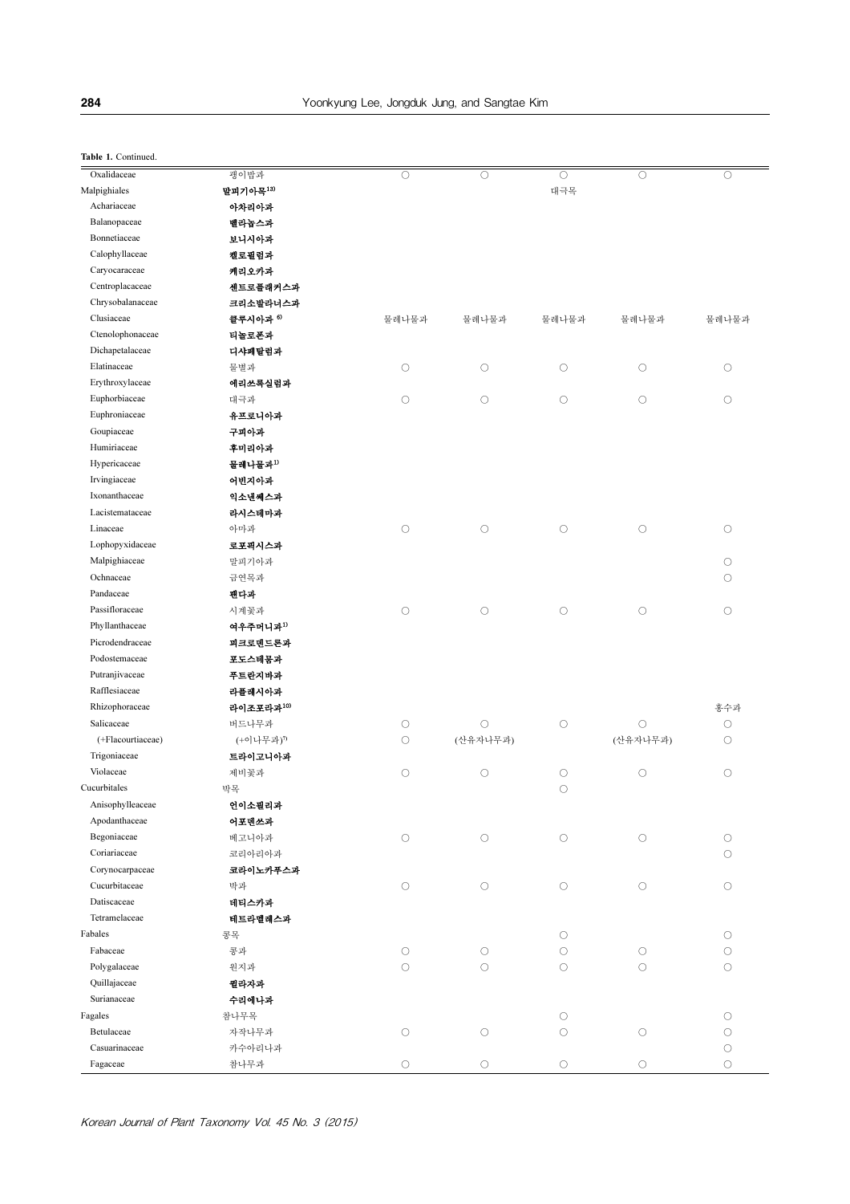**Table 1.** Continued.

| | | | | | | |
|---|---|---|---|---|---|---|
| Oxalidaceae | 괭이밥과 | ○ | ○ | ○ | ○ | ○ |
| Malpighiales | **말피기아목**[13) ] | | | 대극목 | | |
| Achariaceae | **아차리아과** | | | | | |
| Balanopaceae | **벨라놉스과** | | | | | |
| Bonnetiaceae | **보니시아과** | | | | | |
| Calophyllaceae | **캘로필럼과** | | | | | |
| Caryocaraceae | **캐리오카과** | | | | | |
| Centroplacaceae | **센트로플래커스과** | | | | | |
| Chrysobalanaceae | **크리소발라너스과** | | | | | |
| Clusiaceae | **클루시아과** [6)] | 물레나물과 | 물레나물과 | 물레나물과 | 물레나물과 | 물레나물과 |
| Ctenolophonaceae | **티놀로폰과** | | | | | |
| Dichapetalaceae | **디샤페탈럼과** | | | | | |
| Elatinaceae | 물별과 | ○ | ○ | ○ | ○ | ○ |
| Erythroxylaceae | **에리쓰록실럼과** | | | | | |
| Euphorbiaceae | 대극과 | ○ | ○ | ○ | ○ | ○ |
| Euphroniaceae | **유프로니아과** | | | | | |
| Goupiaceae | **구피아과** | | | | | |
| Humiriaceae | **후미리아과** | | | | | |
| Hypericaceae | **물레나물과**[1)] | | | | | |
| Irvingiaceae | **어빈지아과** | | | | | |
| Ixonanthaceae | **익소넨쎄스과** | | | | | |
| Lacistemataceae | **라시스테마과** | | | | | |
| Linaceae | 아마과 | ○ | ○ | ○ | ○ | ○ |
| Lophopyxidaceae | **로포픽시스과** | | | | | |
| Malpighiaceae | 말피기아과 | | | | | ○ |
| Ochnaceae | 금연목과 | | | | | ○ |
| Pandaceae | **팬다과** | | | | | |
| Passifloraceae | 시계꽃과 | ○ | ○ | ○ | ○ | ○ |
| Phyllanthaceae | **여우주머니과**[1)] | | | | | |
| Picrodendraceae | **피크로덴드론과** | | | | | |
| Podostemaceae | **포도스테몸과** | | | | | |
| Putranjivaceae | **푸트란지바과** | | | | | |
| Rafflesiaceae | **라플레시아과** | | | | | |
| Rhizophoraceae | **라이조포라과**[10)] | | | | | 홍수과 |
| Salicaceae | 버드나무과 | ○ | ○ | ○ | ○ | ○ |
| (+Flacourtiaceae) | (+이나무과)[7)] | ○ | (산유자나무과) | | (산유자나무과) | ○ |
| Trigoniaceae | **트라이고니아과** | | | | | |
| Violaceae | 제비꽃과 | ○ | ○ | ○ | ○ | ○ |
| Cucurbitales | 박목 | | | ○ | | |
| Anisophylleaceae | **언이소필리과** | | | | | |
| Apodanthaceae | **어포덴쓰과** | | | | | |
| Begoniaceae | 베고니아과 | ○ | ○ | ○ | ○ | ○ |
| Coriariaceae | 코리아리아과 | | | | | ○ |
| Corynocarpaceae | **코라이노카푸스과** | | | | | |
| Cucurbitaceae | 박과 | ○ | ○ | ○ | ○ | ○ |
| Datiscaceae | **데티스카과** | | | | | |
| Tetramelaceae | **테트라멜레스과** | | | | | |
| Fabales | 콩목 | | | ○ | | ○ |
| Fabaceae | 콩과 | ○ | ○ | ○ | ○ | ○ |
| Polygalaceae | 원지과 | ○ | ○ | ○ | ○ | ○ |
| Quillajaceae | **퀼라자과** | | | | | |
| Surianaceae | **수리에나과** | | | | | |
| Fagales | 참나무목 | | | ○ | | ○ |
| Betulaceae | 자작나무과 | ○ | ○ | ○ | ○ | ○ |
| Casuarinaceae | 카수아리나과 | | | | | ○ |
| Fagaceae | 참나무과 | ○ | ○ | ○ | ○ | ○ |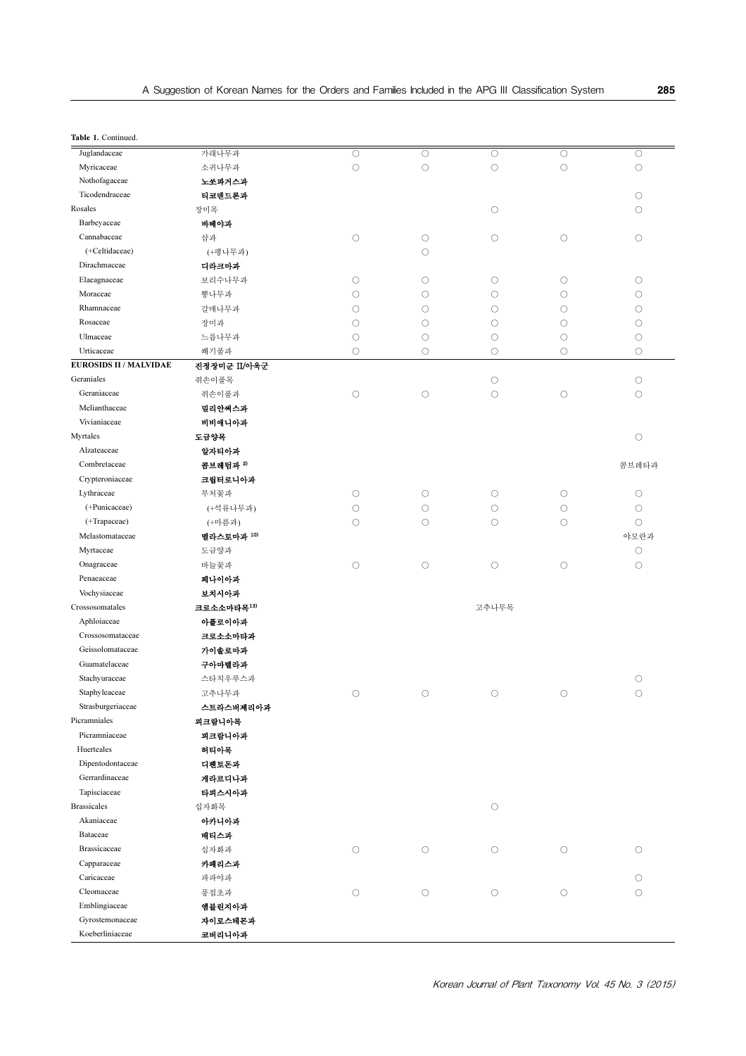**Table 1.** Continued.

| | | | | | | |
|---|---|---|---|---|---|---|
| Juglandaceae | 가래나무과 | ○ | ○ | ○ | ○ | ○ |
| Myricaceae | 소귀나무과 | ○ | ○ | ○ | ○ | ○ |
| Nothofagaceae | **노쏘파거스과** | | | | | |
| Ticodendraceae | **티코덴드론과** | | | | | ○ |
| Rosales | 장미목 | | | ○ | | ○ |
| Barbeyaceae | **바베야과** | | | | | |
| Cannabaceae | 삼과 | ○ | ○ | ○ | ○ | ○ |
| (+Celtidaceae) | (+팽나무과) | | ○ | | | |
| Dirachmaceae | **디라크마과** | | | | | |
| Elaeagnaceae | 보리수나무과 | ○ | ○ | ○ | ○ | ○ |
| Moraceae | 뽕나무과 | ○ | ○ | ○ | ○ | ○ |
| Rhamnaceae | 갈매나무과 | ○ | ○ | ○ | ○ | ○ |
| Rosaceae | 장미과 | ○ | ○ | ○ | ○ | ○ |
| Ulmaceae | 느릅나무과 | ○ | ○ | ○ | ○ | ○ |
| Urticaceae | 쐐기풀과 | ○ | ○ | ○ | ○ | ○ |
| **EUROSIDS II / MALVIDAE** | **진정장미군 II/아욱군** | | | | | |
| Geraniales | 쥐손이풀목 | | | ○ | | ○ |
| Geraniaceae | 쥐손이풀과 | ○ | ○ | ○ | ○ | ○ |
| Melianthaceae | **멜리안써스과** | | | | | |
| Vivianiaceae | **비비애니아과** | | | | | |
| Myrtales | **도금양목** | | | | | ○ |
| Alzateaceae | **알자티아과** | | | | | |
| Combretaceae | **콤브레텀과** [2] | | | | | 콤브레타과 |
| Crypteroniaceae | **크립터로니아과** | | | | | |
| Lythraceae | 부처꽃과 | ○ | ○ | ○ | ○ | ○ |
| (+Punicaceae) | (+석류나무과) | ○ | ○ | ○ | ○ | ○ |
| (+Trapaceae) | (+마름과) | ○ | ○ | ○ | ○ | ○ |
| Melastomataceae | **멜라스토마과** [10] | | | | | 야모란과 |
| Myrtaceae | 도금양과 | | | | | ○ |
| Onagraceae | 바늘꽃과 | ○ | ○ | ○ | ○ | ○ |
| Penaeaceae | **페나이아과** | | | | | |
| Vochysiaceae | **보치시아과** | | | | | |
| Crossosomatales | **크로소소마타목** [13] | | | 고추나무목 | | |
| Aphloiaceae | **아플로이아과** | | | | | |
| Crossosomataceae | **크로소소마타과** | | | | | |
| Geissolomataceae | **가이솔로마과** | | | | | |
| Guamatelaceae | **구아마텔라과** | | | | | |
| Stachyuraceae | 스타치우루스과 | | | | | ○ |
| Staphyleaceae | 고추나무과 | ○ | ○ | ○ | ○ | ○ |
| Strasburgeriaceae | **스트라스버게리아과** | | | | | |
| Picramniales | **피크람니아목** | | | | | |
| Picramniaceae | **피크람니아과** | | | | | |
| Huerteales | **허티아목** | | | | | |
| Dipentodontaceae | **디펜토돈과** | | | | | |
| Gerrardinaceae | **게라르디나과** | | | | | |
| Tapisciaceae | **타피스시아과** | | | | | |
| Brassicales | 십자화목 | | | ○ | | |
| Akaniaceae | **아카니아과** | | | | | |
| Bataceae | **배티스과** | | | | | |
| Brassicaceae | 십자화과 | ○ | ○ | ○ | ○ | ○ |
| Capparaceae | **카패리스과** | | | | | |
| Caricaceae | 파파야과 | | | | | ○ |
| Cleomaceae | 풍접초과 | ○ | ○ | ○ | ○ | ○ |
| Emblingiaceae | **엠블린지아과** | | | | | |
| Gyrostemonaceae | **자이로스테몬과** | | | | | |
| Koeberliniaceae | **코버리니아과** | | | | | |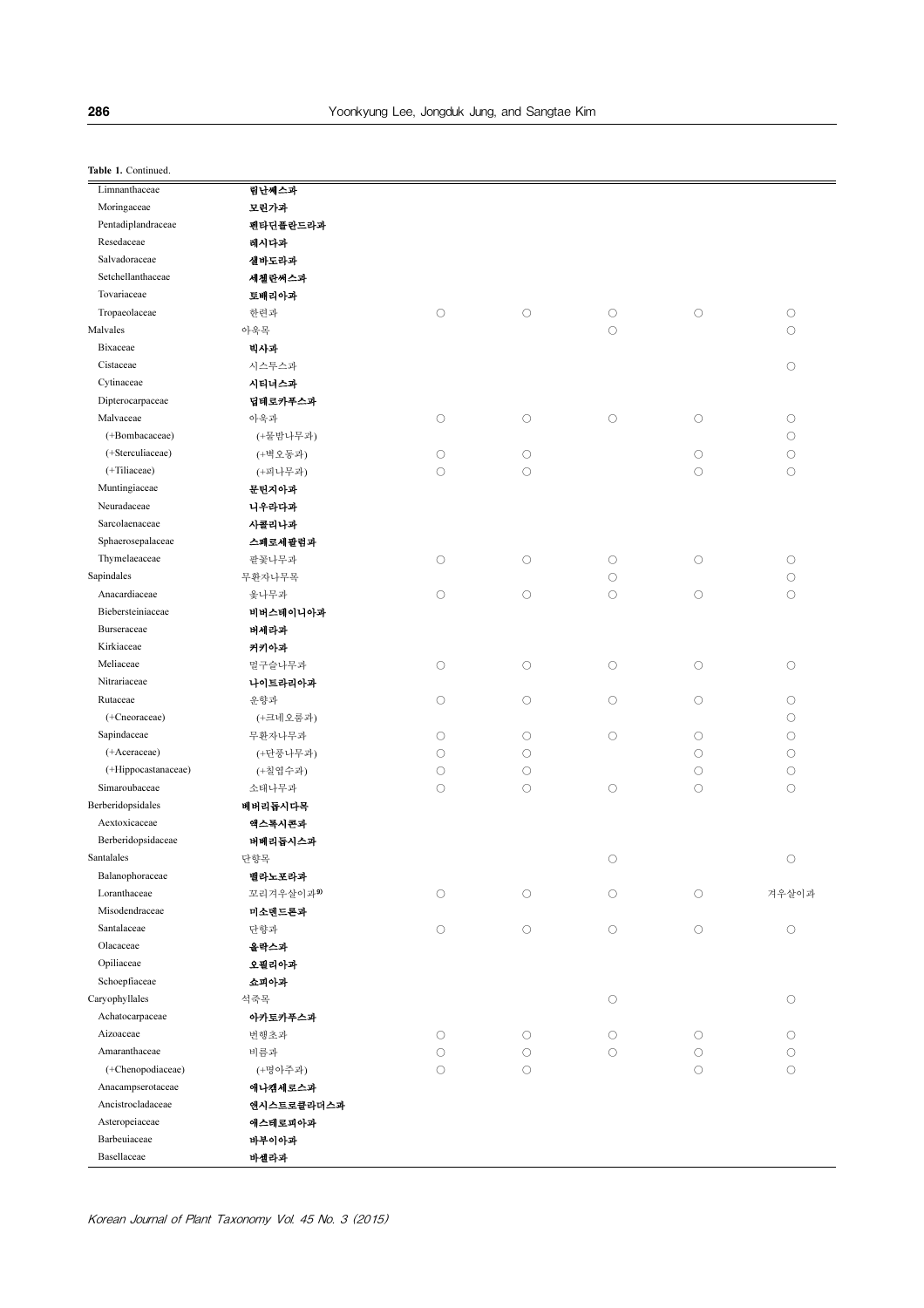**Table 1.** Continued.

| | | | | | | |
|---|---|---|---|---|---|---|
| Limnanthaceae | **림난헤스과** | | | | | |
| Moringaceae | **모린가과** | | | | | |
| Pentadiplandraceae | **펜타딥플란드라과** | | | | | |
| Resedaceae | **레시다과** | | | | | |
| Salvadoraceae | **샐바도라과** | | | | | |
| Setchellanthaceae | **세첼란써스과** | | | | | |
| Tovariaceae | **토배리아과** | | | | | |
| Tropaeolaceae | 한련과 | ○ | ○ | ○ | ○ | ○ |
| Malvales | 아욱목 | | | ○ | | ○ |
| Bixaceae | **빅사과** | | | | | |
| Cistaceae | 시스투스과 | | | | | ○ |
| Cytinaceae | **시티너스과** | | | | | |
| Dipterocarpaceae | **딥테로카푸스과** | | | | | |
| Malvaceae | 아욱과 | ○ | ○ | ○ | ○ | ○ |
| (+Bombacaceae) | (+물밤나무과) | | | | | ○ |
| (+Sterculiaceae) | (+벽오동과) | ○ | ○ | | ○ | ○ |
| (+Tiliaceae) | (+피나무과) | ○ | ○ | | ○ | ○ |
| Muntingiaceae | **문틴지아과** | | | | | |
| Neuradaceae | **니우라다과** | | | | | |
| Sarcolaenaceae | **사콜리나과** | | | | | |
| Sphaerosepalaceae | **스페로세팔럼과** | | | | | |
| Thymelaeaceae | 팥꽃나무과 | ○ | ○ | ○ | ○ | ○ |
| Sapindales | 무환자나무목 | | | ○ | | ○ |
| Anacardiaceae | 옻나무과 | ○ | ○ | ○ | ○ | ○ |
| Biebersteiniaceae | **비버스테이니아과** | | | | | |
| Burseraceae | **버세라과** | | | | | |
| Kirkiaceae | **커키아과** | | | | | |
| Meliaceae | 멀구슬나무과 | ○ | ○ | ○ | ○ | ○ |
| Nitrariaceae | **나이트라리아과** | | | | | |
| Rutaceae | 운향과 | ○ | ○ | ○ | ○ | ○ |
| (+Cneoraceae) | (+크네오룸과) | | | | | ○ |
| Sapindaceae | 무환자나무과 | ○ | ○ | ○ | ○ | ○ |
| (+Aceraceae) | (+단풍나무과) | ○ | ○ | | ○ | ○ |
| (+Hippocastanaceae) | (+칠엽수과) | ○ | ○ | | ○ | ○ |
| Simaroubaceae | 소태나무과 | ○ | ○ | ○ | ○ | ○ |
| Berberidopsidales | **베버리돕시다목** | | | | | |
| Aextoxicaceae | **액스톡시콘과** | | | | | |
| Berberidopsidaceae | **버베리돕시스과** | | | | | |
| Santalales | 단향목 | | | ○ | | ○ |
| Balanophoraceae | **밸라노포라과** | | | | | |
| Loranthaceae | 꼬리겨우살이과[9] | ○ | ○ | ○ | ○ | 겨우살이과 |
| Misodendraceae | **미소덴드론과** | | | | | |
| Santalaceae | 단향과 | ○ | ○ | ○ | ○ | ○ |
| Olacaceae | **올락스과** | | | | | |
| Opiliaceae | **오필리아과** | | | | | |
| Schoepfiaceae | **쇼피아과** | | | | | |
| Caryophyllales | 석죽목 | | | ○ | | ○ |
| Achatocarpaceae | **아카토카푸스과** | | | | | |
| Aizoaceae | 번행초과 | ○ | ○ | ○ | ○ | ○ |
| Amaranthaceae | 비름과 | ○ | ○ | ○ | ○ | ○ |
| (+Chenopodiaceae) | (+명아주과) | ○ | ○ | | ○ | ○ |
| Anacampserotaceae | **애나캠세로스과** | | | | | |
| Ancistrocladaceae | **앤시스트로클라더스과** | | | | | |
| Asteropeiaceae | **애스테로피아과** | | | | | |
| Barbeuiaceae | **바부이아과** | | | | | |
| Basellaceae | **바셀라과** | | | | | |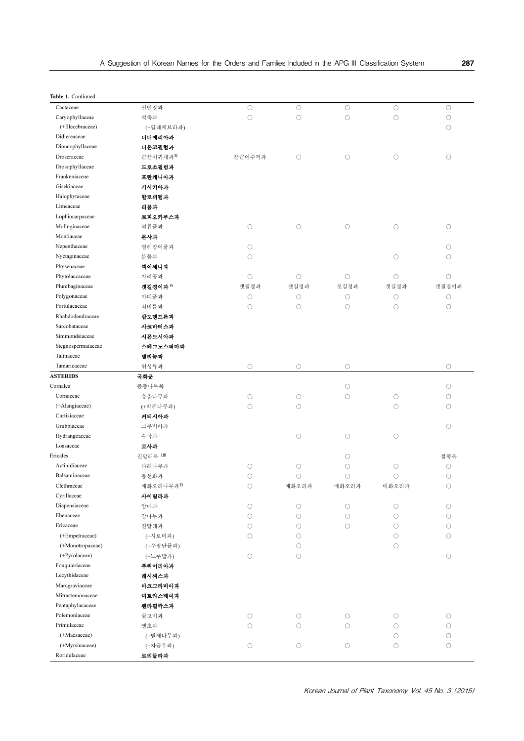**Table 1.** Continued.

| | | | | | | |
|---|---|---|---|---|---|---|
| Cactaceae | 선인장과 | ○ | ○ | ○ | ○ | ○ |
| Caryophyllaceae | 석죽과 | ○ | ○ | ○ | ○ | ○ |
| (+Illecebraceae) | (+일레케브라과) | | | | | ○ |
| Didiereaceae | **디디에리아과** | | | | | |
| Dioncophyllaceae | **디온코필럼과** | | | | | |
| Droseraceae | 끈끈이귀개과[7)] | 끈끈이주걱과 | ○ | ○ | ○ | ○ |
| Drosophyllaceae | **드로소필럼과** | | | | | |
| Frankeniaceae | **프란케니아과** | | | | | |
| Gisekiaceae | **기시키아과** | | | | | |
| Halophytaceae | **할로피텀과** | | | | | |
| Limeaceae | **리뭄과** | | | | | |
| Lophiocarpaceae | **로피오카푸스과** | | | | | |
| Molluginaceae | 석류풀과 | ○ | ○ | ○ | ○ | ○ |
| Montiaceae | **몬샤과** | | | | | |
| Nepenthaceae | 벌레잡이풀과 | ○ | | | | ○ |
| Nyctaginaceae | 분꽃과 | ○ | | | ○ | ○ |
| Physenaceae | **파이세나과** | | | | | |
| Phytolaccaceae | 자리공과 | ○ | ○ | ○ | ○ | ○ |
| Plumbaginaceae | **갯길경이과**[8)] | 갯질경과 | 갯길경과 | 갯길경과 | 갯길경과 | 갯질경이과 |
| Polygonaceae | 마디풀과 | ○ | ○ | ○ | ○ | ○ |
| Portulacaceae | 쇠비름과 | ○ | ○ | ○ | ○ | ○ |
| Rhabdodendraceae | **랍도덴드론과** | | | | | |
| Sarcobataceae | **사코바터스과** | | | | | |
| Simmondsiaceae | **시몬드시아과** | | | | | |
| Stegnospermataceae | **스테그노스퍼마과** | | | | | |
| Talinaceae | **텔리눔과** | | | | | |
| Tamaricaceae | 위성류과 | ○ | ○ | ○ | | ○ |
| **ASTERIDS** | **국화군** | | | | | |
| Cornales | 층층나무목 | | | ○ | | ○ |
| Cornaceae | 층층나무과 | ○ | ○ | ○ | ○ | ○ |
| (+Alangiaceae) | (+박쥐나무과) | ○ | ○ | | ○ | ○ |
| Curtisiaceae | **커티시아과** | | | | | |
| Grubbiaceae | 그루비아과 | | | | | ○ |
| Hydrangeaceae | 수국과 | | ○ | ○ | ○ | |
| Loasaceae | **로사과** | | | | | |
| Ericales | 진달래목[12)] | | | ○ | | 철쭉목 |
| Actinidiaceae | 다래나무과 | ○ | ○ | ○ | ○ | ○ |
| Balsaminaceae | 봉선화과 | ○ | ○ | ○ | ○ | ○ |
| Clethraceae | 매화오리나무과[7)] | ○ | 매화오리과 | 매화오리과 | 매화오리과 | ○ |
| Cyrillaceae | **사이릴라과** | | | | | |
| Diapensiaceae | 암매과 | ○ | ○ | ○ | ○ | ○ |
| Ebenaceae | 감나무과 | ○ | ○ | ○ | ○ | ○ |
| Ericaceae | 진달래과 | ○ | ○ | ○ | ○ | ○ |
| (+Empetraceae) | (+시로미과) | ○ | ○ | | ○ | ○ |
| (+Monotropaceae) | (+수정난풀과) | | ○ | | ○ | |
| (+Pyrolaceae) | (+노루발과) | ○ | ○ | | | ○ |
| Fouquieriaceae | **푸퀴어리아과** | | | | | |
| Lecythidaceae | **레시씨스과** | | | | | |
| Marcgraviaceae | **마크그라비아과** | | | | | |
| Mitrastemonaceae | **미트라스테마과** | | | | | |
| Pentaphylacaceae | **펜타필락스과** | | | | | |
| Polemoniaceae | 꽃고비과 | ○ | ○ | ○ | ○ | ○ |
| Primulaceae | 앵초과 | ○ | ○ | ○ | ○ | ○ |
| (+Maesaceae) | (+빌레나무과) | | | | ○ | ○ |
| (+Myrsinaceae) | (+자금우과) | ○ | ○ | ○ | ○ | ○ |
| Roridulaceae | **로리둘라과** | | | | | |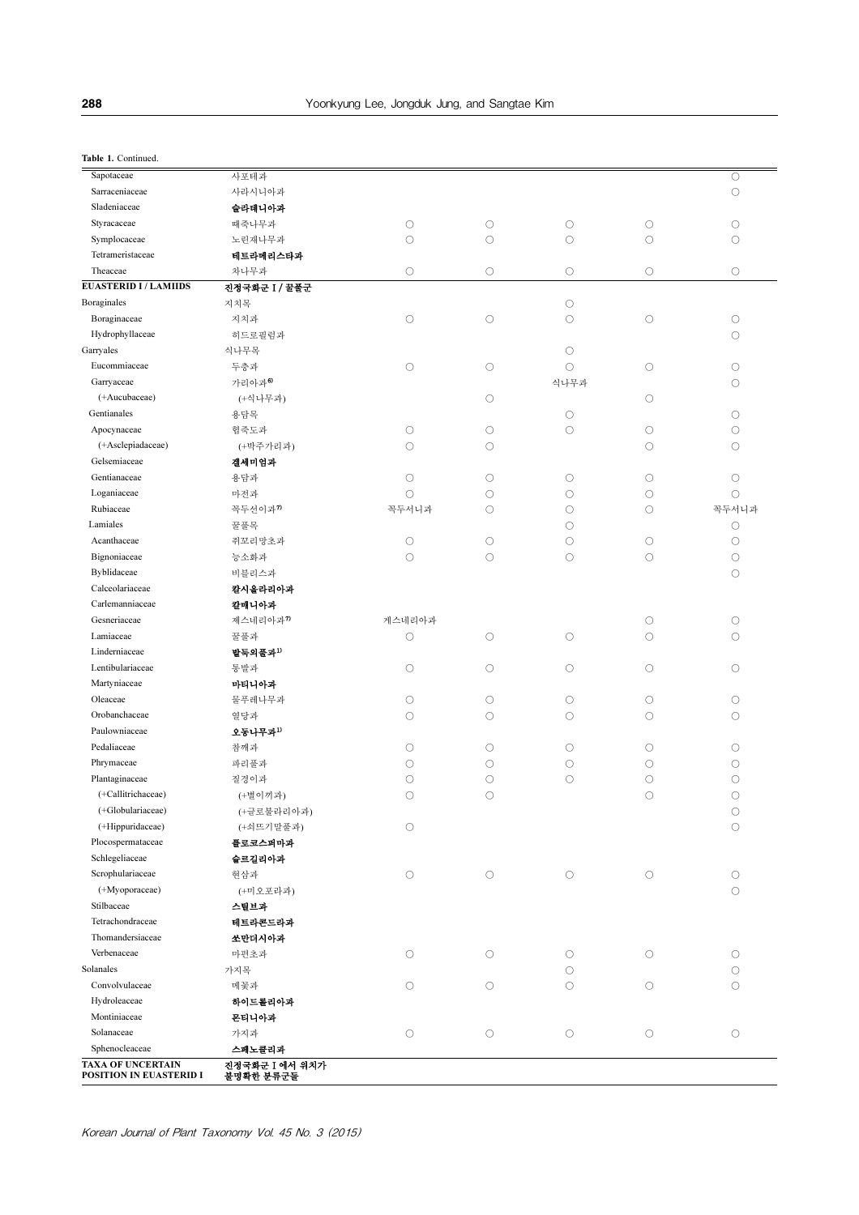**Table 1.** Continued.

| | | | | | | |
|---|---|---|---|---|---|---|
| Sapotaceae | 사포테과 | | | | | ○ |
| Sarraceniaceae | 사라시니아과 | | | | | ○ |
| Sladeniaceae | **슬라데니아과** | | | | | |
| Styracaceae | 때죽나무과 | ○ | ○ | ○ | ○ | ○ |
| Symplocaceae | 노린재나무과 | ○ | ○ | ○ | ○ | ○ |
| Tetrameristaceae | **테트라메리스타과** | | | | | |
| Theaceae | 차나무과 | ○ | ○ | ○ | ○ | ○ |
| **EUASTERID I / LAMIIDS** | **진정국화군 I / 꿀풀군** | | | | | |
| Boraginales | 지치목 | | | ○ | | |
| Boraginaceae | 지치과 | ○ | ○ | ○ | ○ | ○ |
| Hydrophyllaceae | 히드로필럼과 | | | | | ○ |
| Garryales | 식나무목 | | | ○ | | |
| Eucommiaceae | 두충과 | ○ | ○ | ○ | ○ | ○ |
| Garryaceae | 가리아과[6] | | | 식나무과 | | ○ |
| (+Aucubaceae) | (+식나무과) | | ○ | | ○ | |
| Gentianales | 용담목 | | | ○ | | ○ |
| Apocynaceae | 협죽도과 | ○ | ○ | ○ | ○ | ○ |
| (+Asclepiadaceae) | (+박주가리과) | ○ | ○ | | ○ | ○ |
| Gelsemiaceae | **겔세미엄과** | | | | | |
| Gentianaceae | 용담과 | ○ | ○ | ○ | ○ | ○ |
| Loganiaceae | 마전과 | ○ | ○ | ○ | ○ | ○ |
| Rubiaceae | 꼭두선이과[7] | 꼭두서니과 | ○ | ○ | ○ | 꼭두서니과 |
| Lamiales | 꿀풀목 | | | ○ | | ○ |
| Acanthaceae | 쥐꼬리망초과 | ○ | ○ | ○ | ○ | ○ |
| Bignoniaceae | 능소화과 | ○ | ○ | ○ | ○ | ○ |
| Byblidaceae | 비블리스과 | | | | | ○ |
| Calceolariaceae | **칼시올라리아과** | | | | | |
| Carlemanniaceae | **칼매니아과** | | | | | |
| Gesneriaceae | 제스네리아과[7] | 게스네리아과 | | | ○ | ○ |
| Lamiaceae | 꿀풀과 | ○ | ○ | ○ | ○ | ○ |
| Linderniaceae | **밭둑외풀과**[1] | | | | | |
| Lentibulariaceae | 통발과 | ○ | ○ | ○ | ○ | ○ |
| Martyniaceae | **마티니아과** | | | | | |
| Oleaceae | 물푸레나무과 | ○ | ○ | ○ | ○ | ○ |
| Orobanchaceae | 열당과 | ○ | ○ | ○ | ○ | ○ |
| Paulowniaceae | **오동나무과**[1] | | | | | |
| Pedaliaceae | 참깨과 | ○ | ○ | ○ | ○ | ○ |
| Phrymaceae | 파리풀과 | ○ | ○ | ○ | ○ | ○ |
| Plantaginaceae | 질경이과 | ○ | ○ | ○ | ○ | ○ |
| (+Callitrichaceae) | (+별이끼과) | ○ | ○ | | ○ | ○ |
| (+Globulariaceae) | (+글로불라리아과) | | | | | ○ |
| (+Hippuridaceae) | (+쇠뜨기말풀과) | ○ | | | | ○ |
| Plocospermataceae | **플로코스페마과** | | | | | |
| Schlegeliaceae | **슐르길리아과** | | | | | |
| Scrophulariaceae | 현삼과 | ○ | ○ | ○ | ○ | ○ |
| (+Myoporaceae) | (+미오포라과) | | | | | ○ |
| Stilbaceae | **스틸브과** | | | | | |
| Tetrachondraceae | **테트라콘드라과** | | | | | |
| Thomandersiaceae | **쏘만더시아과** | | | | | |
| Verbenaceae | 마편초과 | ○ | ○ | ○ | ○ | ○ |
| Solanales | 가지목 | | | ○ | | ○ |
| Convolvulaceae | 메꽃과 | ○ | ○ | ○ | ○ | ○ |
| Hydroleaceae | **하이드롤리아과** | | | | | |
| Montiniaceae | **몬티니아과** | | | | | |
| Solanaceae | 가지과 | ○ | ○ | ○ | ○ | ○ |
| Sphenocleaceae | **스페노클리과** | | | | | |
| **TAXA OF UNCERTAIN POSITION IN EUASTERID I** | **진정국화군 I 에서 위치가 불명확한 분류군들** | | | | | |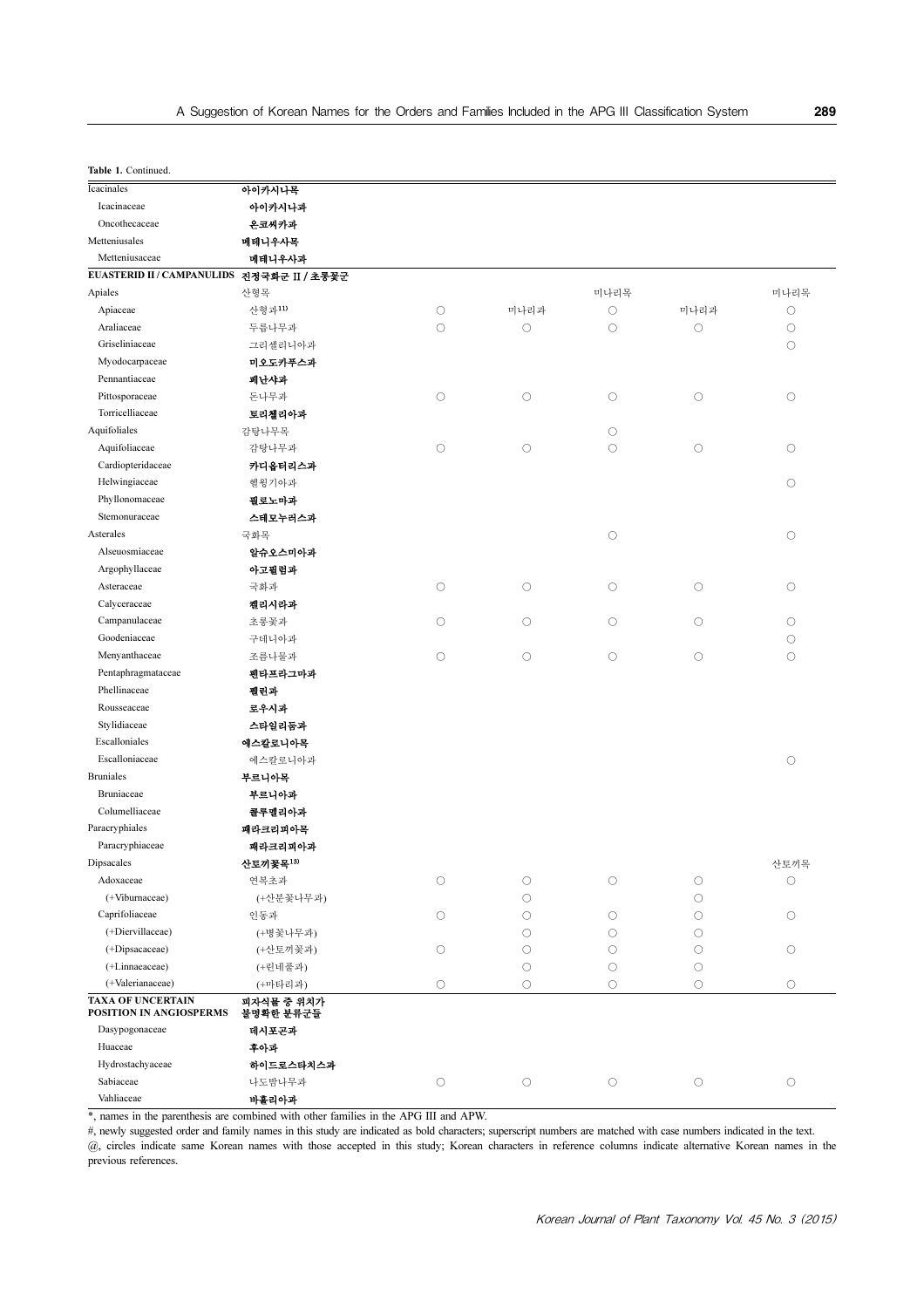**Table 1.** Continued.

| | | | | | | |
|---|---|---|---|---|---|---|
| Icacinales | **아이카시나목** | | | | | |
| Icacinaceae | **아이카시나과** | | | | | |
| Oncothecaceae | **온코씨카과** | | | | | |
| Metteniusales | **메테니우사목** | | | | | |
| Metteniusaceae | **메테니우사과** | | | | | |
| **EUASTERID II / CAMPANULIDS** | **진정국화군 II / 초롱꽃군** | | | | | |
| Apiales | 산형목 | | | 미나리목 | | 미나리목 |
| Apiaceae | 산형과[11] | ○ | 미나리과 | ○ | 미나리과 | ○ |
| Araliaceae | 두릅나무과 | ○ | ○ | ○ | ○ | ○ |
| Griseliniaceae | 그리셀리니아과 | | | | | ○ |
| Myodocarpaceae | **미오도카푸스과** | | | | | |
| Pennantiaceae | **페난샤과** | | | | | |
| Pittosporaceae | 돈나무과 | ○ | ○ | ○ | ○ | ○ |
| Torricelliaceae | **토리첼리아과** | | | | | |
| Aquifoliales | 감탕나무목 | | | ○ | | |
| Aquifoliaceae | 감탕나무과 | ○ | ○ | ○ | ○ | ○ |
| Cardiopteridaceae | **카디옵터리스과** | | | | | |
| Helwingiaceae | 헬윙기아과 | | | | | ○ |
| Phyllonomaceae | **필로노마과** | | | | | |
| Stemonuraceae | **스테모누러스과** | | | | | |
| Asterales | 국화목 | | | ○ | | ○ |
| Alseuosmiaceae | **알슈오스미아과** | | | | | |
| Argophyllaceae | **아고필럼과** | | | | | |
| Asteraceae | 국화과 | ○ | ○ | ○ | ○ | ○ |
| Calyceraceae | **캘리시라과** | | | | | |
| Campanulaceae | 초롱꽃과 | ○ | ○ | ○ | ○ | ○ |
| Goodeniaceae | 구데니아과 | | | | | ○ |
| Menyanthaceae | 조름나물과 | ○ | ○ | ○ | ○ | ○ |
| Pentaphragmataceae | **펜타프라그마과** | | | | | |
| Phellinaceae | **펠린과** | | | | | |
| Rousseaceae | **로우시과** | | | | | |
| Stylidiaceae | **스타일리듐과** | | | | | |
| Escalloniales | **에스칼로니아목** | | | | | |
| Escalloniaceae | 에스칼로니아과 | | | | | ○ |
| Bruniales | **부르니아목** | | | | | |
| Bruniaceae | **부르니아과** | | | | | |
| Columelliaceae | **콜루멜리아과** | | | | | |
| Paracryphiales | **패라크리피아목** | | | | | |
| Paracryphiaceae | **패라크리피아과** | | | | | |
| Dipsacales | **산토끼꽃목**[13] | | | | | 산토끼목 |
| Adoxaceae | 연복초과 | ○ | ○ | ○ | ○ | ○ |
| (+Viburnaceae) | (+산분꽃나무과) | | ○ | | ○ | |
| Caprifoliaceae | 인동과 | ○ | ○ | ○ | ○ | ○ |
| (+Diervillaceae) | (+병꽃나무과) | | ○ | ○ | ○ | |
| (+Dipsacaceae) | (+산토끼꽃과) | ○ | ○ | ○ | ○ | ○ |
| (+Linnaeaceae) | (+린네풀과) | | ○ | ○ | ○ | |
| (+Valerianaceae) | (+마타리과) | ○ | ○ | ○ | ○ | ○ |
| **TAXA OF UNCERTAIN POSITION IN ANGIOSPERMS** | **피자식물 중 위치가 불명확한 분류군들** | | | | | |
| Dasypogonaceae | **데시포곤과** | | | | | |
| Huaceae | **후아과** | | | | | |
| Hydrostachyaceae | **하이드로스타치스과** | | | | | |
| Sabiaceae | 나도밤나무과 | ○ | ○ | ○ | ○ | ○ |
| Vahliaceae | **바흘리아과** | | | | | |

*, names in the parenthesis are combined with other families in the APG III and APW.

#, newly suggested order and family names in this study are indicated as bold characters; superscript numbers are matched with case numbers indicated in the text.

@, circles indicate same Korean names with those accepted in this study; Korean characters in reference columns indicate alternative Korean names in the previous references.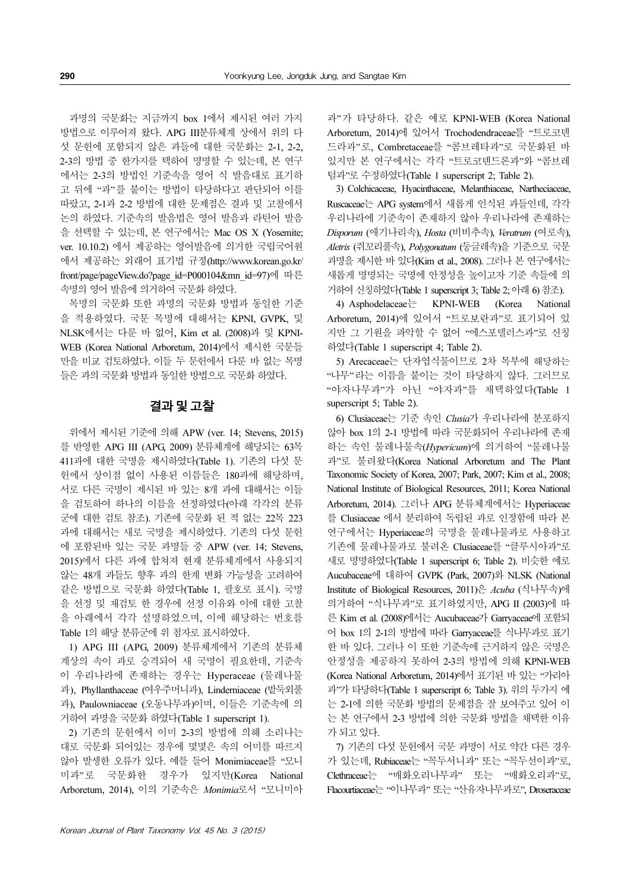과명의 국문화는 지금까지 box 1에서 제시된 여러 가지 방법으로 이루어져 왔다. APG III분류체계 상에서 위의 다섯 문헌에 포함되지 않은 과들에 대한 국문화는 2-1, 2-2, 2-3의 방법 중 한가지를 택하여 명명할 수 있는데, 본 연구에서는 2-3의 방법인 기준속을 영어 식 발음대로 표기하고 뒤에 "과"를 붙이는 방법이 타당하다고 판단되어 이를 따랐고, 2-1과 2-2 방법에 대한 문제점은 결과 및 고찰에서 논의 하였다. 기준속의 발음법은 영어 발음과 라틴어 발음을 선택할 수 있는데, 본 연구에서는 Mac OS X (Yosemite; ver. 10.10.2) 에서 제공하는 영어발음에 의거한 국립국어원에서 제공하는 외래어 표기법 규정(http://www.korean.go.kr/front/page/pageView.do?page_id=P000104&mn_id=97)에 따른 속명의 영어 발음에 의거하여 국문화 하였다.

목명의 국문화 또한 과명의 국문화 방법과 동일한 기준을 적용하였다. 국문 목명에 대해서는 KPNI, GVPK, 및 NLSK에서는 다룬 바 없어, Kim et al. (2008)과 및 KPNI-WEB (Korea National Arboretum, 2014)에서 제시한 국문들만을 비교 검토하였다. 이들 두 문헌에서 다룬 바 없는 목명들은 과의 국문화 방법과 동일한 방법으로 국문화 하였다.

## 결과 및 고찰

위에서 제시된 기준에 의해 APW (ver. 14; Stevens, 2015)를 반영한 APG III (APG, 2009) 분류체계에 해당되는 63목 411과에 대한 국명을 제시하였다(Table 1). 기존의 다섯 문헌에서 상이점 없이 사용된 이름들은 180과에 해당하며, 서로 다른 국명이 제시된 바 있는 8개 과에 대해서는 이들을 검토하여 하나의 이름을 선정하였다(아래 각각의 분류군에 대한 검토 참조). 기존에 국문화 된 적 없는 22목 223과에 대해서는 새로 국명을 제시하였다. 기존의 다섯 문헌에 포함된바 있는 국문 과명들 중 APW (ver. 14; Stevens, 2015)에서 다른 과에 합쳐져 현재 분류체계에서 사용되지 않는 48개 과들도 향후 과의 한계 변화 가능성을 고려하여 같은 방법으로 국문화 하였다(Table 1, 괄호로 표시). 국명을 선정 및 재검토 한 경우에 선정 이유와 이에 대한 고찰을 아래에서 각각 설명하였으며, 이에 해당하는 번호를 Table 1의 해당 분류군에 위 첨자로 표시하였다.

1) APG III (APG, 2009) 분류체계에서 기존의 분류체계상의 속이 과로 승격되어 새 국명이 필요한데, 기준속이 우리나라에 존재하는 경우는 Hyperaceae (물레나물과), Phyllanthaceae (여우주머니과), Linderniaceae (밭둑외풀과), Paulowniaceae (오동나무과)이며, 이들은 기준속에 의거하여 과명을 국문화 하였다(Table 1 superscript 1).

2) 기존의 문헌에서 이미 2-3의 방법에 의해 소리나는 대로 국문화 되어있는 경우에 몇몇은 속의 어미를 따르지 않아 발생한 오류가 있다. 예를 들어 Monimiaceae를 "모니미과"로 국문화한 경우가 있지만(Korea National Arboretum, 2014), 이의 기준속은 *Monimia*로서 "모니미아과"가 타당하다. 같은 예로 KPNI-WEB (Korea National Arboretum, 2014)에 있어서 Trochodendraceae를 "트로코덴드라과"로, Combretaceae를 "콤브레타과"로 국문화된 바 있지만 본 연구에서는 각각 "트로코덴드론과"와 "콤브레텀과"로 수정하였다(Table 1 superscript 2; Table 2).

3) Colchicaceae, Hyacinthaceae, Melanthiaceae, Nartheciaceae, Ruscaceae는 APG system에서 새롭게 인식된 과들인데, 각각 우리나라에 기준속이 존재하지 않아 우리나라에 존재하는 *Disporum* (애기나리속), *Hosta* (비비추속), *Veratrum* (여로속), *Aletris* (쥐꼬리풀속), *Polygonatum* (둥굴레속)을 기준으로 국문과명을 제시한 바 있다(Kim et al., 2008). 그러나 본 연구에서는 새롭게 명명되는 국명에 안정성을 높이고자 기준 속들에 의거하여 신칭하였다(Table 1 superscript 3; Table 2; 아래 6) 참조).

4) Asphodelaceae는 KPNI-WEB (Korea National Arboretum, 2014)에 있어서 "트로보란과"로 표기되어 있지만 그 기원을 파악할 수 없어 "에스포델러스과"로 신칭하였다(Table 1 superscript 4; Table 2).

5) Arecaceae는 단자엽식물이므로 2차 목부에 해당하는 "나무"라는 이름을 붙이는 것이 타당하지 않다. 그러므로 "야자나무과"가 아닌 "야자과"를 채택하였다(Table 1 superscript 5; Table 2).

6) Clusiaceae는 기준 속인 *Clusia*가 우리나라에 분포하지 않아 box 1의 2-1 방법에 따라 국문화되어 우리나라에 존재하는 속인 물레나물속(*Hypericum*)에 의거하여 "물레나물과"로 불려왔다(Korea National Arboretum and The Plant Taxonomic Society of Korea, 2007; Park, 2007; Kim et al., 2008; National Institute of Biological Resources, 2011; Korea National Arboretum, 2014). 그러나 APG 분류체계에서는 Hyperiaceae를 Clusiaceae 에서 분리하여 독립된 과로 인정함에 따라 본 연구에서는 Hyperiaceae의 국명을 물레나물과로 사용하고 기존에 물레나물과로 불려온 Clusiaceae를 "클루시아과"로 새로 명명하였다(Table 1 superscript 6; Table 2). 비슷한 예로 Aucubaceae에 대하여 GVPK (Park, 2007)와 NLSK (National Institute of Biological Resources, 2011)은 *Acuba* (식나무속)에 의거하여 "식나무과"로 표기하였지만, APG II (2003)에 따른 Kim et al. (2008)에서는 Aucubaceae가 Garryaceae에 포함되어 box 1의 2-1의 방법에 따라 Garryaceae를 식나무과로 표기한 바 있다. 그러나 이 또한 기준속에 근거하지 않은 국명은 안정성을 제공하지 못하여 2-3의 방법에 의해 KPNI-WEB (Korea National Arboretum, 2014)에서 표기된 바 있는 "가리아과"가 타당하다(Table 1 superscript 6; Table 3). 위의 두가지 예는 2-1에 의한 국문화 방법의 문제점을 잘 보여주고 있어 이는 본 연구에서 2-3 방법에 의한 국문화 방법을 채택한 이유가 되고 있다.

7) 기존의 다섯 문헌에서 국문 과명이 서로 약간 다른 경우가 있는데, Rubiaceae는 "꼭두서니과" 또는 "꼭두선이과"로, Clethraceae는 "매화오리나무과" 또는 "매화오리과"로, Flacourtiaceae는 "이나무과" 또는 "산유자나무과로", Droseraceae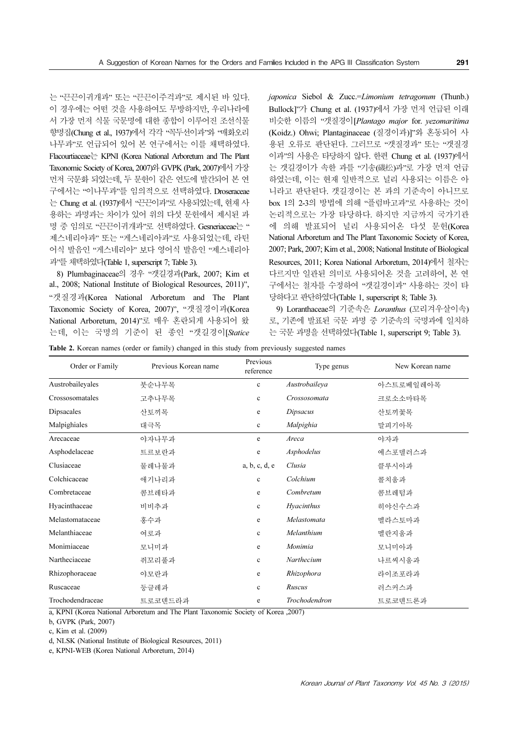는 "끈끈이귀개과" 또는 "끈끈이주걱과"로 제시된 바 있다. 이 경우에는 어떤 것을 사용하여도 무방하지만, 우리나라에서 가장 먼저 식물 국문명에 대한 종합이 이루어진 조선식물향명집(Chung et al., 1937)에서 각각 "꼭두선이과"와 "매화오리나무과"로 언급되어 있어 본 연구에서는 이를 채택하였다. Flacourtiaceae는 KPNI (Korea National Arboretum and The Plant Taxonomic Society of Korea, 2007)와 GVPK (Park, 2007)에서 가장 먼저 국문화 되었는데, 두 문헌이 같은 연도에 발간되어 본 연구에서는 "이나무과"를 임의적으로 선택하였다. Droseraceae는 Chung et al. (1937)에서 "끈끈이과"로 사용되었는데, 현재 사용하는 과명과는 차이가 있어 위의 다섯 문헌에서 제시된 과명 중 임의로 "끈끈이귀개과"로 선택하였다. Gesneriaceae는 "제스네리아과" 또는 "게스네리아과"로 사용되었는데, 라틴어식 발음인 "게스네리아" 보다 영어식 발음인 "제스네리아과"를 채택하였다(Table 1, superscript 7; Table 3).

8) Plumbaginaceae의 경우 "갯길경과(Park, 2007; Kim et al., 2008; National Institute of Biological Resources, 2011)", "갯질경과(Korea National Arboretum and The Plant Taxonomic Society of Korea, 2007)", "갯질경이과(Korea National Arboretum, 2014)"로 매우 혼란되게 사용되어 왔는데, 이는 국명의 기준이 된 종인 "갯길경이[*Statice japonica* Siebol & Zucc.=*Limonium tetragonum* (Thunb.) Bullock]"가 Chung et al. (1937)에서 가장 먼저 언급된 이래 비슷한 이름의 "갯질경이[*Plantago major* for. *yezomaritima* (Koidz.) Ohwi; Plantaginaceae (질경이과)]"와 혼동되어 사용된 오류로 판단된다. 그러므로 "갯질경과" 또는 "갯질경이과"의 사용은 타당하지 않다. 한편 Chung et al. (1937)에서는 갯길경이가 속한 과를 "기송(磯松)과"로 가장 먼저 언급하였는데, 이는 현재 일반적으로 널리 사용되는 이름은 아니라고 판단된다. 갯길경이는 본 과의 기준속이 아니므로 box 1의 2-3의 방법에 의해 "플럼바고과"로 사용하는 것이 논리적으로는 가장 타당하다. 하지만 지금까지 국가기관에 의해 발표되어 널리 사용되어온 다섯 문헌(Korea National Arboretum and The Plant Taxonomic Society of Korea, 2007; Park, 2007; Kim et al., 2008; National Institute of Biological Resources, 2011; Korea National Arboretum, 2014)에서 철자는 다르지만 일관된 의미로 사용되어온 것을 고려하여, 본 연구에서는 철자를 수정하여 "갯길경이과" 사용하는 것이 타당하다고 판단하였다(Table 1, superscript 8; Table 3).

9) Loranthaceae의 기준속은 *Loranthus* (꼬리겨우살이속)로, 기존에 발표된 국문 과명 중 기준속의 국명과에 일치하는 국문 과명을 선택하였다(Table 1, superscript 9; Table 3).

**Table 2.** Korean names (order or family) changed in this study from previously suggested names

| Order or Family | Previous Korean name | Previous reference | Type genus | New Korean name |
|---|---|---|---|---|
| Austrobaileyales | 붓순나무목 | c | *Austrobaileya* | 아스트로베일레야목 |
| Crossosomatales | 고추나무목 | c | *Crossosomata* | 크로소소마타목 |
| Dipsacales | 산토끼목 | e | *Dipsacus* | 산토끼꽃목 |
| Malpighiales | 대극목 | c | *Malpighia* | 말피기아목 |
| Arecaceae | 야자나무과 | e | *Areca* | 야자과 |
| Asphodelaceae | 트르보란과 | e | *Asphodelus* | 에스포델러스과 |
| Clusiaceae | 물레나물과 | a, b, c, d, e | *Clusia* | 클루시아과 |
| Colchicaceae | 애기나리과 | c | *Colchium* | 콜치움과 |
| Combretaceae | 콤브레타과 | e | *Combretum* | 콤브레텀과 |
| Hyacinthaceae | 비비추과 | c | *Hyacinthus* | 히야신수스과 |
| Melastomataceae | 홍수과 | e | *Melastomata* | 멜라스토마과 |
| Melanthiaceae | 여로과 | c | *Melanthium* | 멜란지움과 |
| Monimiaceae | 모니미과 | e | *Monimia* | 모니미아과 |
| Nartheciaceae | 쥐꼬리풀과 | c | *Narthecium* | 나르씨시움과 |
| Rhizophoraceae | 야모란과 | e | *Rhizophora* | 라이조포라과 |
| Ruscaceae | 둥굴레과 | c | *Ruscus* | 러스커스과 |
| Trochodendraceae | 트로코덴드라과 | e | *Trochodendron* | 트로코덴드론과 |

a, KPNI (Korea National Arboretum and The Plant Taxonomic Society of Korea ,2007)

b, GVPK (Park, 2007)

c, Kim et al. (2009)

d, NLSK (National Institute of Biological Resources, 2011)

e, KPNI-WEB (Korea National Arboretum, 2014)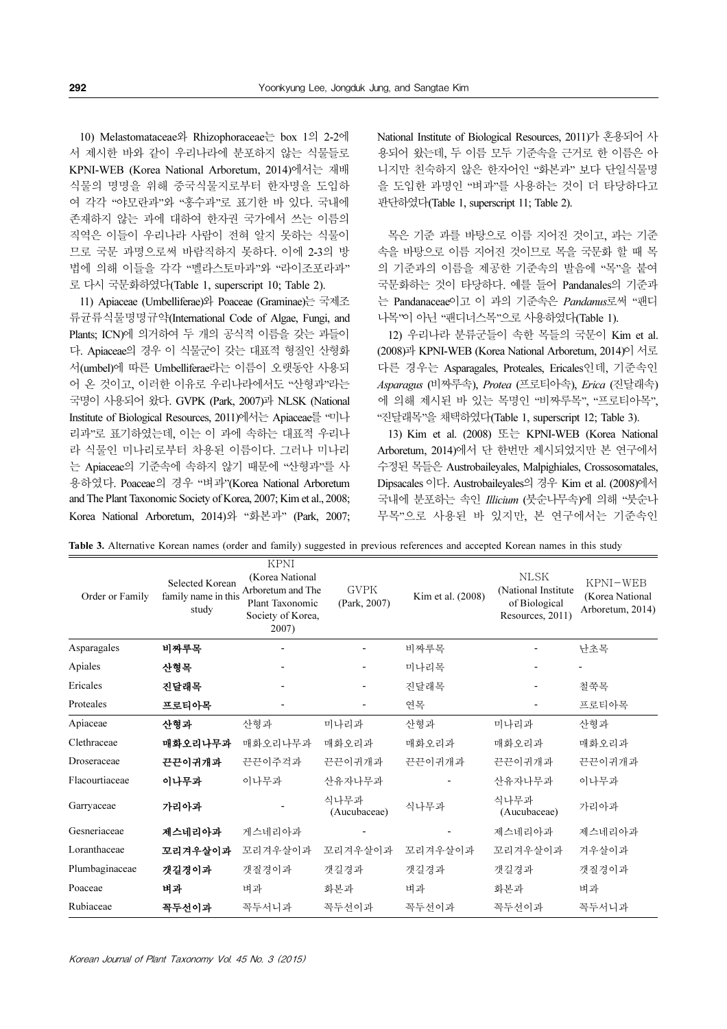10) Melastomataceae와 Rhizophoraceae는 box 1의 2-2에서 제시한 바와 같이 우리나라에 분포하지 않는 식물들로 KPNI-WEB (Korea National Arboretum, 2014)에서는 재배식물의 명명을 위해 중국식물지로부터 한자명을 도입하여 각각 "야모란과"와 "홍수과"로 표기한 바 있다. 국내에 존재하지 않는 과에 대하여 한자권 국가에서 쓰는 이름의 직역은 이들이 우리나라 사람이 전혀 알지 못하는 식물이므로 국문 과명으로써 바람직하지 못하다. 이에 2-3의 방법에 의해 이들을 각각 "멜라스토마과"와 "라이조포라과"로 다시 국문화하였다(Table 1, superscript 10; Table 2).

11) Apiaceae (Umbelliferae)와 Poaceae (Graminae)는 국제조류균류식물명명규약(International Code of Algae, Fungi, and Plants; ICN)에 의거하여 두 개의 공식적 이름을 갖는 과들이다. Apiaceae의 경우 이 식물군이 갖는 대표적 형질인 산형화서(umbel)에 따른 Umbelliferae라는 이름이 오랫동안 사용되어 온 것이고, 이러한 이유로 우리나라에서도 "산형과"라는 국명이 사용되어 왔다. GVPK (Park, 2007)과 NLSK (National Institute of Biological Resources, 2011)에서는 Apiaceae를 "미나리과"로 표기하였는데, 이는 이 과에 속하는 대표적 우리나라 식물인 미나리로부터 차용된 이름이다. 그러나 미나리는 Apiaceae의 기준속에 속하지 않기 때문에 "산형과"를 사용하였다. Poaceae의 경우 "벼과"(Korea National Arboretum and The Plant Taxonomic Society of Korea, 2007; Kim et al., 2008; Korea National Arboretum, 2014)와 "화본과" (Park, 2007; National Institute of Biological Resources, 2011)가 혼용되어 사용되어 왔는데, 두 이름 모두 기준속을 근거로 한 이름은 아니지만 친숙하지 않은 한자어인 "화본과" 보다 단일식물명을 도입한 과명인 "벼과"를 사용하는 것이 더 타당하다고 판단하였다(Table 1, superscript 11; Table 2).

목은 기준 과를 바탕으로 이름 지어진 것이고, 과는 기준속을 바탕으로 이름 지어진 것이므로 목을 국문화 할 때 목의 기준과의 이름을 제공한 기준속의 발음에 "목"을 붙여 국문화하는 것이 타당하다. 예를 들어 Pandanales의 기준과는 Pandanaceae이고 이 과의 기준속은 *Pandanus*로써 "팬디나목"이 아닌 "팬더너스목"으로 사용하였다(Table 1).

12) 우리나라 분류군들이 속한 목들의 국문이 Kim et al. (2008)과 KPNI-WEB (Korea National Arboretum, 2014)이 서로 다른 경우는 Asparagales, Proteales, Ericales인데, 기준속인 *Asparagus* (비짜루속), *Protea* (프로티아속), *Erica* (진달래속)에 의해 제시된 바 있는 목명인 "비짜루목", "프로티아목", "진달래목"을 채택하였다(Table 1, superscript 12; Table 3).

13) Kim et al. (2008) 또는 KPNI-WEB (Korea National Arboretum, 2014)에서 단 한번만 제시되었지만 본 연구에서 수정된 목들은 Austrobaileyales, Malpighiales, Crossosomatales, Dipsacales이다. Austrobaileyales의 경우 Kim et al. (2008)에서 국내에 분포하는 속인 *Illicium* (붓순나무속)에 의해 "붓순나무목"으로 사용된 바 있지만, 본 연구에서는 기준속인

**Table 3.** Alternative Korean names (order and family) suggested in previous references and accepted Korean names in this study

| Order or Family | Selected Korean family name in this study | KPNI (Korea National Arboretum and The Plant Taxonomic Society of Korea, 2007) | GVPK (Park, 2007) | Kim et al. (2008) | NLSK (National Institute of Biological Resources, 2011) | KPNI-WEB (Korea National Arboretum, 2014) |
|---|---|---|---|---|---|---|
| Asparagales | **비짜루목** | - | - | 비짜루목 | - | 난초목 |
| Apiales | **산형목** | - | - | 미나리목 | - | - |
| Ericales | **진달래목** | - | - | 진달래목 | - | 철쭉목 |
| Proteales | **프로티아목** | - | - | 연목 | - | 프로티아목 |
| Apiaceae | **산형과** | 산형과 | 미나리과 | 산형과 | 미나리과 | 산형과 |
| Clethraceae | **매화오리나무과** | 매화오리나무과 | 매화오리과 | 매화오리과 | 매화오리과 | 매화오리과 |
| Droseraceae | **끈끈이귀개과** | 끈끈이주걱과 | 끈끈이귀개과 | 끈끈이귀개과 | 끈끈이귀개과 | 끈끈이귀개과 |
| Flacourtiaceae | **이나무과** | 이나무과 | 산유자나무과 | - | 산유자나무과 | 이나무과 |
| Garryaceae | **가리아과** | - | 식나무과 (Aucubaceae) | 식나무과 | 식나무과 (Aucubaceae) | 가리아과 |
| Gesneriaceae | **제스네리아과** | 게스네리아과 | - | - | 제스네리아과 | 제스네리아과 |
| Loranthaceae | **꼬리겨우살이과** | 꼬리겨우살이과 | 꼬리겨우살이과 | 꼬리겨우살이과 | 꼬리겨우살이과 | 겨우살이과 |
| Plumbaginaceae | **갯길경이과** | 갯질경이과 | 갯길경과 | 갯길경과 | 갯길경과 | 갯질경이과 |
| Poaceae | **벼과** | 벼과 | 화본과 | 벼과 | 화본과 | 벼과 |
| Rubiaceae | **꼭두선이과** | 꼭두서니과 | 꼭두선이과 | 꼭두선이과 | 꼭두선이과 | 꼭두서니과 |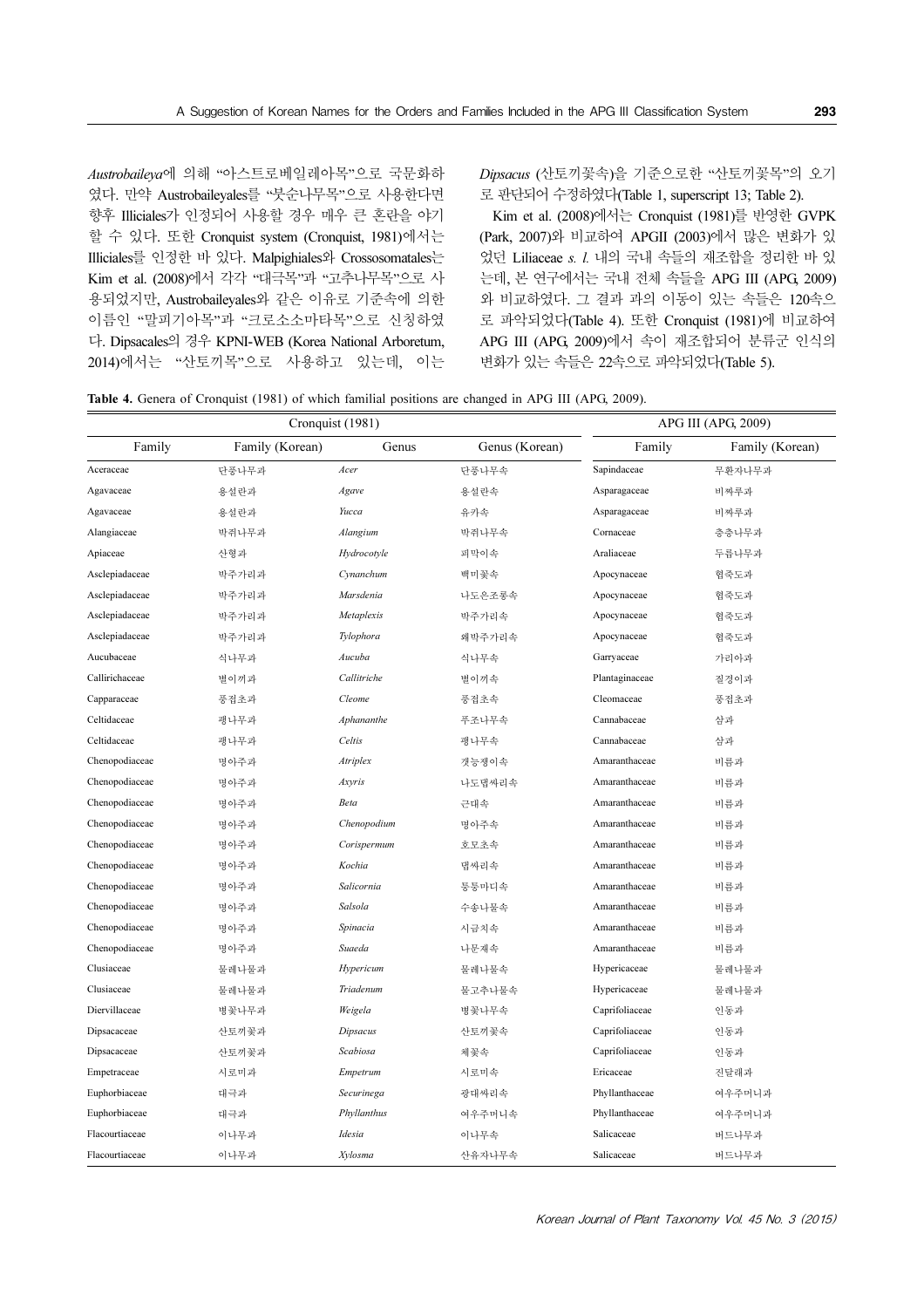*Austrobaileya*에 의해 "아스트로베일레아목"으로 국문화하였다. 만약 Austrobaileyales를 "붓순나무목"으로 사용한다면 향후 Illiciales가 인정되어 사용할 경우 매우 큰 혼란을 야기할 수 있다. 또한 Cronquist system (Cronquist, 1981)에서는 Illiciales를 인정한 바 있다. Malpighiales와 Crossosomatales는 Kim et al. (2008)에서 각각 "대극목"과 "고추나무목"으로 사용되었지만, Austrobaileyales와 같은 이유로 기준속에 의한 이름인 "말피기아목"과 "크로소소마타목"으로 신칭하였다. Dipsacales의 경우 KPNI-WEB (Korea National Arboretum, 2014)에서는 "산토끼목"으로 사용하고 있는데, 이는 *Dipsacus* (산토끼꽃속)을 기준으로한 "산토끼꽃목"의 오기로 판단되어 수정하였다(Table 1, superscript 13; Table 2).

Kim et al. (2008)에서는 Cronquist (1981)를 반영한 GVPK (Park, 2007)와 비교하여 APGII (2003)에서 많은 변화가 있었던 Liliaceae *s. l.* 내의 국내 속들의 재조합을 정리한 바 있는데, 본 연구에서는 국내 전체 속들을 APG III (APG, 2009)와 비교하였다. 그 결과 과의 이동이 있는 속들은 120속으로 파악되었다(Table 4). 또한 Cronquist (1981)에 비교하여 APG III (APG, 2009)에서 속이 재조합되어 분류군 인식의 변화가 있는 속들은 22속으로 파악되었다(Table 5).

**Table 4.** Genera of Cronquist (1981) of which familial positions are changed in APG III (APG, 2009).

| Cronquist (1981) | | | | APG III (APG, 2009) | |
|---|---|---|---|---|---|
| Family | Family (Korean) | Genus | Genus (Korean) | Family | Family (Korean) |
| Aceraceae | 단풍나무과 | *Acer* | 단풍나무속 | Sapindaceae | 무환자나무과 |
| Agavaceae | 용설란과 | *Agave* | 용설란속 | Asparagaceae | 비짜루과 |
| Agavaceae | 용설란과 | *Yucca* | 유카속 | Asparagaceae | 비짜루과 |
| Alangiaceae | 박쥐나무과 | *Alangium* | 박쥐나무속 | Cornaceae | 층층나무과 |
| Apiaceae | 산형과 | *Hydrocotyle* | 피막이속 | Araliaceae | 두릅나무과 |
| Asclepiadaceae | 박주가리과 | *Cynanchum* | 백미꽃속 | Apocynaceae | 협죽도과 |
| Asclepiadaceae | 박주가리과 | *Marsdenia* | 나도은조롱속 | Apocynaceae | 협죽도과 |
| Asclepiadaceae | 박주가리과 | *Metaplexis* | 박주가리속 | Apocynaceae | 협죽도과 |
| Asclepiadaceae | 박주가리과 | *Tylophora* | 왜박주가리속 | Apocynaceae | 협죽도과 |
| Aucubaceae | 식나무과 | *Aucuba* | 식나무속 | Garryaceae | 가리아과 |
| Callitrichaceae | 별이끼과 | *Callitriche* | 별이끼속 | Plantaginaceae | 질경이과 |
| Capparaceae | 풍접초과 | *Cleome* | 풍접초속 | Cleomaceae | 풍접초과 |
| Celtidaceae | 팽나무과 | *Aphananthe* | 푸조나무속 | Cannabaceae | 삼과 |
| Celtidaceae | 팽나무과 | *Celtis* | 팽나무속 | Cannabaceae | 삼과 |
| Chenopodiaceae | 명아주과 | *Atriplex* | 갯능쟁이속 | Amaranthaceae | 비름과 |
| Chenopodiaceae | 명아주과 | *Axyris* | 나도댑싸리속 | Amaranthaceae | 비름과 |
| Chenopodiaceae | 명아주과 | *Beta* | 근대속 | Amaranthaceae | 비름과 |
| Chenopodiaceae | 명아주과 | *Chenopodium* | 명아주속 | Amaranthaceae | 비름과 |
| Chenopodiaceae | 명아주과 | *Corispermum* | 호모초속 | Amaranthaceae | 비름과 |
| Chenopodiaceae | 명아주과 | *Kochia* | 댑싸리속 | Amaranthaceae | 비름과 |
| Chenopodiaceae | 명아주과 | *Salicornia* | 퉁퉁마디속 | Amaranthaceae | 비름과 |
| Chenopodiaceae | 명아주과 | *Salsola* | 수송나물속 | Amaranthaceae | 비름과 |
| Chenopodiaceae | 명아주과 | *Spinacia* | 시금치속 | Amaranthaceae | 비름과 |
| Chenopodiaceae | 명아주과 | *Suaeda* | 나문재속 | Amaranthaceae | 비름과 |
| Clusiaceae | 물레나물과 | *Hypericum* | 물레나물속 | Hypericaceae | 물레나물과 |
| Clusiaceae | 물레나물과 | *Triadenum* | 물고추나물속 | Hypericaceae | 물레나물과 |
| Diervillaceae | 병꽃나무과 | *Weigela* | 병꽃나무속 | Caprifoliaceae | 인동과 |
| Dipsacaceae | 산토끼꽃과 | *Dipsacus* | 산토끼꽃속 | Caprifoliaceae | 인동과 |
| Dipsacaceae | 산토끼꽃과 | *Scabiosa* | 체꽃속 | Caprifoliaceae | 인동과 |
| Empetraceae | 시로미과 | *Empetrum* | 시로미속 | Ericaceae | 진달래과 |
| Euphorbiaceae | 대극과 | *Securinega* | 광대싸리속 | Phyllanthaceae | 여우주머니과 |
| Euphorbiaceae | 대극과 | *Phyllanthus* | 여우주머니속 | Phyllanthaceae | 여우주머니과 |
| Flacourtiaceae | 이나무과 | *Idesia* | 이나무속 | Salicaceae | 버드나무과 |
| Flacourtiaceae | 이나무과 | *Xylosma* | 산유자나무속 | Salicaceae | 버드나무과 |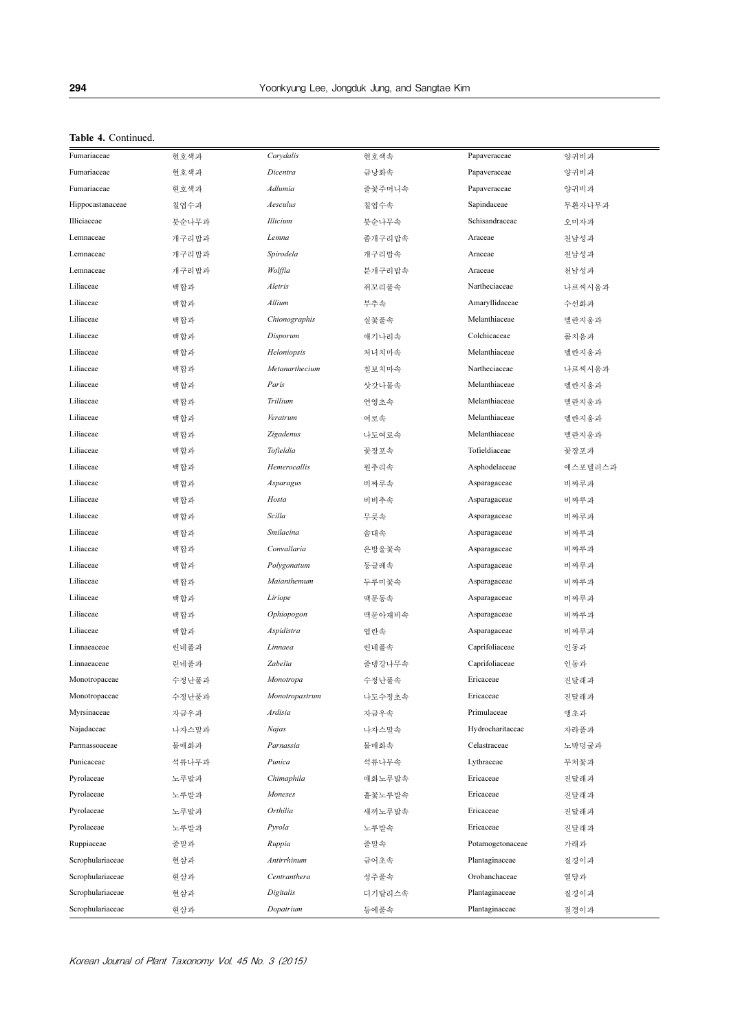**Table 4.** Continued.

| | | | | | |
|---|---|---|---|---|---|
| Fumariaceae | 현호색과 | *Corydalis* | 현호색속 | Papaveraceae | 양귀비과 |
| Fumariaceae | 현호색과 | *Dicentra* | 금낭화속 | Papaveraceae | 양귀비과 |
| Fumariaceae | 현호색과 | *Adlumia* | 줄꽃주머니속 | Papaveraceae | 양귀비과 |
| Hippocastanaceae | 칠엽수과 | *Aesculus* | 칠엽수속 | Sapindaceae | 무환자나무과 |
| Illiciaceae | 붓순나무과 | *Illicium* | 붓순나무속 | Schisandraceae | 오미자과 |
| Lemnaceae | 개구리밥과 | *Lemna* | 좀개구리밥속 | Araceae | 천남성과 |
| Lemnaceae | 개구리밥과 | *Spirodela* | 개구리밥속 | Araceae | 천남성과 |
| Lemnaceae | 개구리밥과 | *Wolffia* | 분개구리밥속 | Araceae | 천남성과 |
| Liliaceae | 백합과 | *Aletris* | 쥐꼬리풀속 | Nartheciaceae | 나르씨시움과 |
| Liliaceae | 백합과 | *Allium* | 부추속 | Amaryllidaceae | 수선화과 |
| Liliaceae | 백합과 | *Chionographis* | 실꽃풀속 | Melanthiaceae | 멜란지움과 |
| Liliaceae | 백합과 | *Disporum* | 애기나리속 | Colchicaceae | 콜치움과 |
| Liliaceae | 백합과 | *Heloniopsis* | 처녀치마속 | Melanthiaceae | 멜란지움과 |
| Liliaceae | 백합과 | *Metanarthecium* | 칠보치마속 | Nartheciaceae | 나르씨시움과 |
| Liliaceae | 백합과 | *Paris* | 삿갓나물속 | Melanthiaceae | 멜란지움과 |
| Liliaceae | 백합과 | *Trillium* | 연영초속 | Melanthiaceae | 멜란지움과 |
| Liliaceae | 백합과 | *Veratrum* | 여로속 | Melanthiaceae | 멜란지움과 |
| Liliaceae | 백합과 | *Zigadenus* | 나도여로속 | Melanthiaceae | 멜란지움과 |
| Liliaceae | 백합과 | *Tofieldia* | 꽃장포속 | Tofieldiaceae | 꽃장포과 |
| Liliaceae | 백합과 | *Hemerocallis* | 원추리속 | Asphodelaceae | 에스포델러스과 |
| Liliaceae | 백합과 | *Asparagus* | 비짜루속 | Asparagaceae | 비짜루과 |
| Liliaceae | 백합과 | *Hosta* | 비비추속 | Asparagaceae | 비짜루과 |
| Liliaceae | 백합과 | *Scilla* | 무릇속 | Asparagaceae | 비짜루과 |
| Liliaceae | 백합과 | *Smilacina* | 솜대속 | Asparagaceae | 비짜루과 |
| Liliaceae | 백합과 | *Convallaria* | 은방울꽃속 | Asparagaceae | 비짜루과 |
| Liliaceae | 백합과 | *Polygonatum* | 둥굴레속 | Asparagaceae | 비짜루과 |
| Liliaceae | 백합과 | *Maianthemum* | 두루미꽃속 | Asparagaceae | 비짜루과 |
| Liliaceae | 백합과 | *Liriope* | 맥문동속 | Asparagaceae | 비짜루과 |
| Liliaceae | 백합과 | *Ophiopogon* | 맥문아재비속 | Asparagaceae | 비짜루과 |
| Liliaceae | 백합과 | *Aspidistra* | 엽란속 | Asparagaceae | 비짜루과 |
| Linnaeaceae | 린네풀과 | *Linnaea* | 린네풀속 | Caprifoliaceae | 인동과 |
| Linnaeaceae | 린네풀과 | *Zabelia* | 줄댕강나무속 | Caprifoliaceae | 인동과 |
| Monotropaceae | 수정난풀과 | *Monotropa* | 수정난풀속 | Ericaceae | 진달래과 |
| Monotropaceae | 수정난풀과 | *Monotropastrum* | 나도수정초속 | Ericaceae | 진달래과 |
| Myrsinaceae | 자금우과 | *Ardisia* | 자금우속 | Primulaceae | 앵초과 |
| Najadaceae | 나자스말과 | *Najas* | 나자스말속 | Hydrocharitaceae | 자라풀과 |
| Parmassoaceae | 물매화과 | *Parnassia* | 물매화속 | Celastraceae | 노박덩굴과 |
| Punicaceae | 석류나무과 | *Punica* | 석류나무속 | Lythraceae | 부처꽃과 |
| Pyrolaceae | 노루발과 | *Chimaphila* | 매화노루발속 | Ericaceae | 진달래과 |
| Pyrolaceae | 노루발과 | *Moneses* | 홀꽃노루발속 | Ericaceae | 진달래과 |
| Pyrolaceae | 노루발과 | *Orthilia* | 새끼노루발속 | Ericaceae | 진달래과 |
| Pyrolaceae | 노루발과 | *Pyrola* | 노루발속 | Ericaceae | 진달래과 |
| Ruppiaceae | 줄말과 | *Ruppia* | 줄말속 | Potamogetonaceae | 가래과 |
| Scrophulariaceae | 현삼과 | *Antirrhinum* | 금어초속 | Plantaginaceae | 질경이과 |
| Scrophulariaceae | 현삼과 | *Centranthera* | 성주풀속 | Orobanchaceae | 열당과 |
| Scrophulariaceae | 현삼과 | *Digitalis* | 디기탈리스속 | Plantaginaceae | 질경이과 |
| Scrophulariaceae | 현삼과 | *Dopatrium* | 등에풀속 | Plantaginaceae | 질경이과 |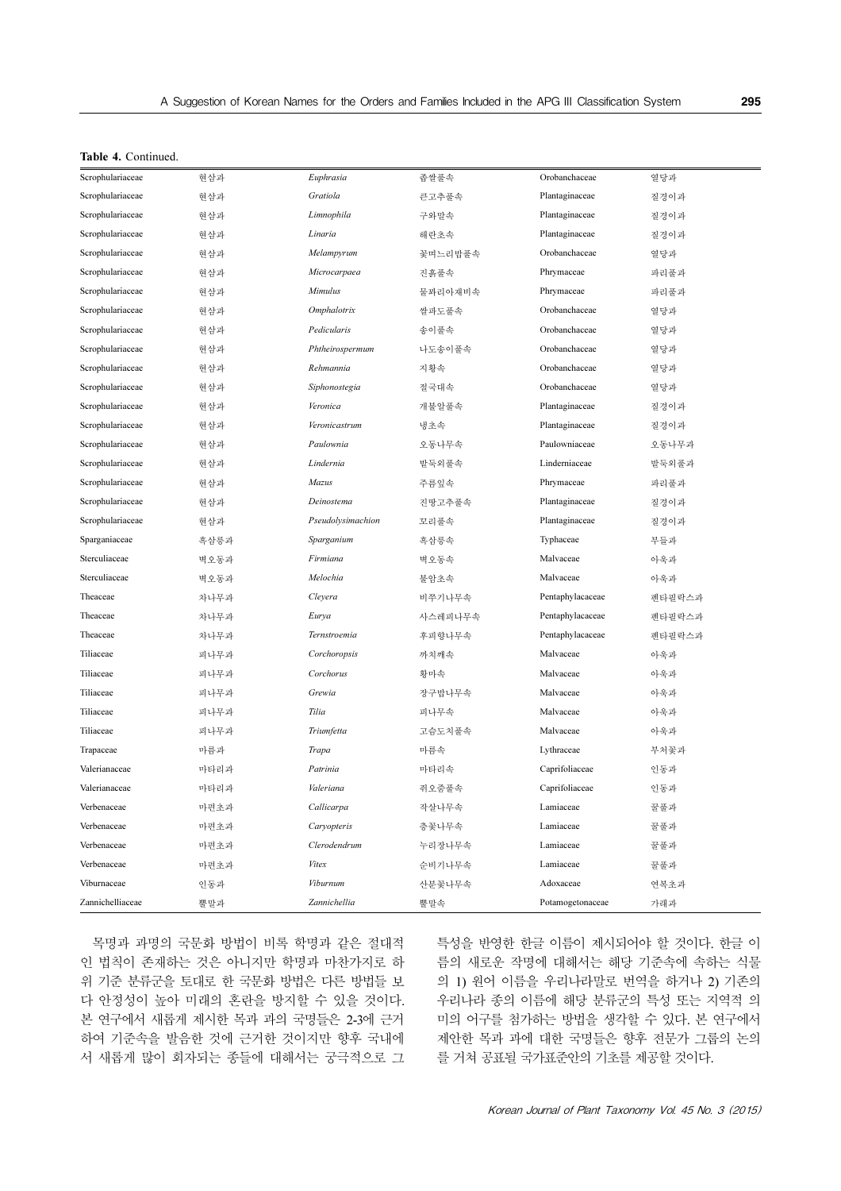**Table 4.** Continued.

| | | | | | |
|---|---|---|---|---|---|
| Scrophulariaceae | 현삼과 | *Euphrasia* | 좁쌀풀속 | Orobanchaceae | 열당과 |
| Scrophulariaceae | 현삼과 | *Gratiola* | 큰고추풀속 | Plantaginaceae | 질경이과 |
| Scrophulariaceae | 현삼과 | *Limnophila* | 구와말속 | Plantaginaceae | 질경이과 |
| Scrophulariaceae | 현삼과 | *Linaria* | 해란초속 | Plantaginaceae | 질경이과 |
| Scrophulariaceae | 현삼과 | *Melampyrum* | 꽃며느리밥풀속 | Orobanchaceae | 열당과 |
| Scrophulariaceae | 현삼과 | *Microcarpaea* | 진흙풀속 | Phrymaceae | 파리풀과 |
| Scrophulariaceae | 현삼과 | *Mimulus* | 물꽈리아재비속 | Phrymaceae | 파리풀과 |
| Scrophulariaceae | 현삼과 | *Omphalotrix* | 쌀파도풀속 | Orobanchaceae | 열당과 |
| Scrophulariaceae | 현삼과 | *Pedicularis* | 송이풀속 | Orobanchaceae | 열당과 |
| Scrophulariaceae | 현삼과 | *Phtheirospermum* | 나도송이풀속 | Orobanchaceae | 열당과 |
| Scrophulariaceae | 현삼과 | *Rehmannia* | 지황속 | Orobanchaceae | 열당과 |
| Scrophulariaceae | 현삼과 | *Siphonostegia* | 절국대속 | Orobanchaceae | 열당과 |
| Scrophulariaceae | 현삼과 | *Veronica* | 개불알풀속 | Plantaginaceae | 질경이과 |
| Scrophulariaceae | 현삼과 | *Veronicastrum* | 냉초속 | Plantaginaceae | 질경이과 |
| Scrophulariaceae | 현삼과 | *Paulownia* | 오동나무속 | Paulowniaceae | 오동나무과 |
| Scrophulariaceae | 현삼과 | *Lindernia* | 밭뚝외풀속 | Linderniaceae | 밭뚝외풀과 |
| Scrophulariaceae | 현삼과 | *Mazus* | 주름잎속 | Phrymaceae | 파리풀과 |
| Scrophulariaceae | 현삼과 | *Deinostema* | 진땅고추풀속 | Plantaginaceae | 질경이과 |
| Scrophulariaceae | 현삼과 | *Pseudolysimachion* | 꼬리풀속 | Plantaginaceae | 질경이과 |
| Sparganiaceae | 흑삼릉과 | *Sparganium* | 흑삼릉속 | Typhaceae | 부들과 |
| Sterculiaceae | 벽오동과 | *Firmiana* | 벽오동속 | Malvaceae | 아욱과 |
| Sterculiaceae | 벽오동과 | *Melochia* | 불암초속 | Malvaceae | 아욱과 |
| Theaceae | 차나무과 | *Cleyera* | 비쭈기나무속 | Pentaphylacaceae | 펜타필락스과 |
| Theaceae | 차나무과 | *Eurya* | 사스레피나무속 | Pentaphylacaceae | 펜타필락스과 |
| Theaceae | 차나무과 | *Ternstroemia* | 후피향나무속 | Pentaphylacaceae | 펜타필락스과 |
| Tiliaceae | 피나무과 | *Corchoropsis* | 까치깨속 | Malvaceae | 아욱과 |
| Tiliaceae | 피나무과 | *Corchorus* | 황마속 | Malvaceae | 아욱과 |
| Tiliaceae | 피나무과 | *Grewia* | 장구밥나무속 | Malvaceae | 아욱과 |
| Tiliaceae | 피나무과 | *Tilia* | 피나무속 | Malvaceae | 아욱과 |
| Tiliaceae | 피나무과 | *Triumfetta* | 고슴도치풀속 | Malvaceae | 아욱과 |
| Trapaceae | 마름과 | *Trapa* | 마름속 | Lythraceae | 부처꽃과 |
| Valerianaceae | 마타리과 | *Patrinia* | 마타리속 | Caprifoliaceae | 인동과 |
| Valerianaceae | 마타리과 | *Valeriana* | 쥐오줌풀속 | Caprifoliaceae | 인동과 |
| Verbenaceae | 마편초과 | *Callicarpa* | 작살나무속 | Lamiaceae | 꿀풀과 |
| Verbenaceae | 마편초과 | *Caryopteris* | 층꽃나무속 | Lamiaceae | 꿀풀과 |
| Verbenaceae | 마편초과 | *Clerodendrum* | 누리장나무속 | Lamiaceae | 꿀풀과 |
| Verbenaceae | 마편초과 | *Vitex* | 순비기나무속 | Lamiaceae | 꿀풀과 |
| Viburnaceae | 인동과 | *Viburnum* | 산분꽃나무속 | Adoxaceae | 연복초과 |
| Zannichelliaceae | 뿔말과 | *Zannichellia* | 뿔말속 | Potamogetonaceae | 가래과 |

목명과 과명의 국문화 방법이 비록 학명과 같은 절대적인 법칙이 존재하는 것은 아니지만 학명과 마찬가지로 하위 기준 분류군을 토대로 한 국문화 방법은 다른 방법들 보다 안정성이 높아 미래의 혼란을 방지할 수 있을 것이다. 본 연구에서 새롭게 제시한 목과 과의 국명들은 2-3에 근거하여 기준속을 발음한 것에 근거한 것이지만 향후 국내에서 새롭게 많이 회자되는 종들에 대해서는 궁극적으로 그 특성을 반영한 한글 이름이 제시되어야 할 것이다. 한글 이름의 새로운 작명에 대해서는 해당 기준속에 속하는 식물의 1) 원어 이름을 우리나라말로 번역을 하거나 2) 기존의 우리나라 종의 이름에 해당 분류군의 특성 또는 지역적 의미의 어구를 첨가하는 방법을 생각할 수 있다. 본 연구에서 제안한 목과 과에 대한 국명들은 향후 전문가 그룹의 논의를 거쳐 공표될 국가표준안의 기초를 제공할 것이다.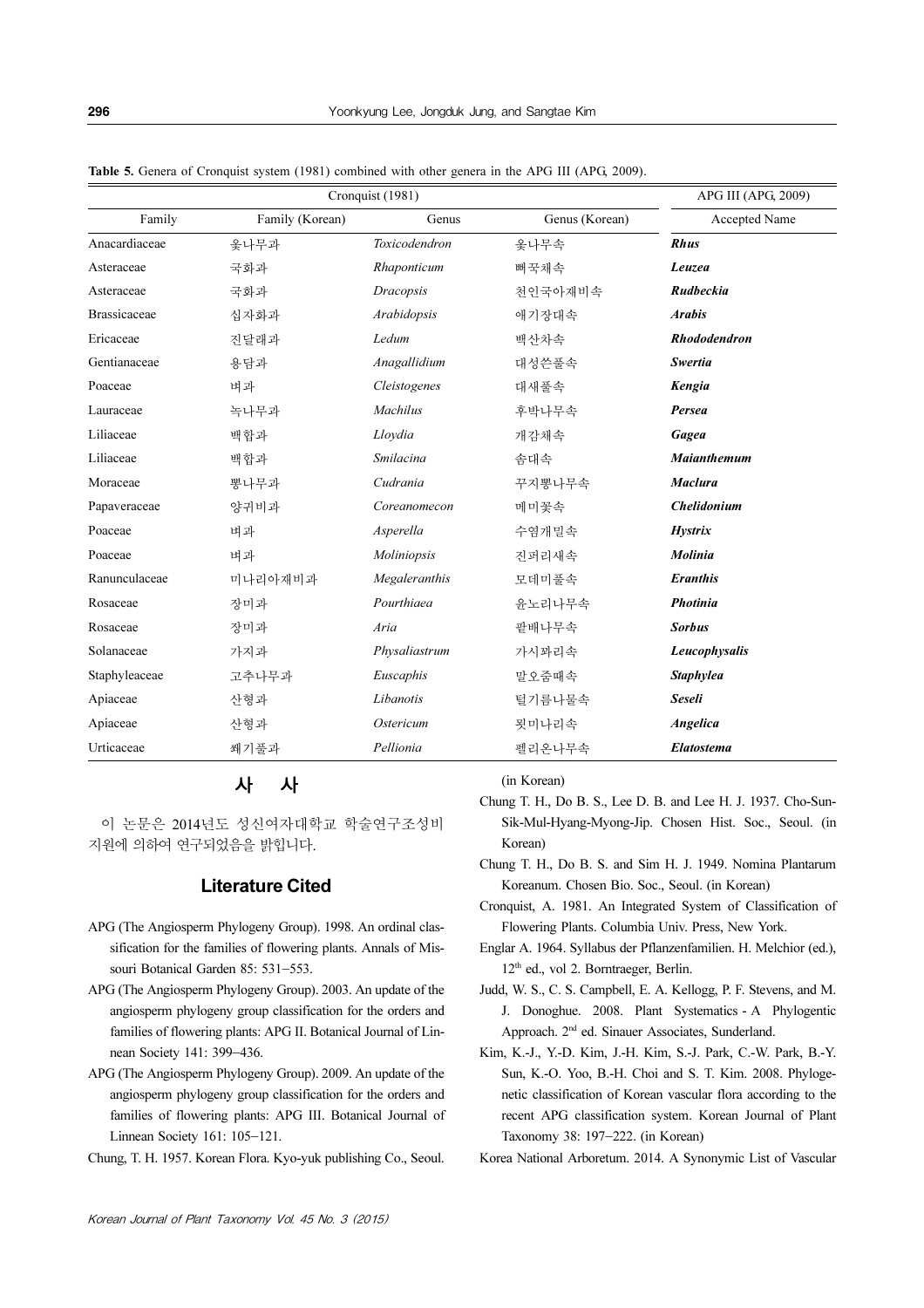**Table 5.** Genera of Cronquist system (1981) combined with other genera in the APG III (APG, 2009).

| Cronquist (1981) | | | | APG III (APG, 2009) |
|---|---|---|---|---|
| Family | Family (Korean) | Genus | Genus (Korean) | Accepted Name |
| Anacardiaceae | 옻나무과 | *Toxicodendron* | 옻나무속 | ***Rhus*** |
| Asteraceae | 국화과 | *Rhaponticum* | 뻐국채속 | ***Leuzea*** |
| Asteraceae | 국화과 | *Dracopsis* | 천인국아재비속 | ***Rudbeckia*** |
| Brassicaceae | 십자화과 | *Arabidopsis* | 애기장대속 | ***Arabis*** |
| Ericaceae | 진달래과 | *Ledum* | 백산차속 | ***Rhododendron*** |
| Gentianaceae | 용담과 | *Anagallidium* | 대성쓴풀속 | ***Swertia*** |
| Poaceae | 벼과 | *Cleistogenes* | 대새풀속 | ***Kengia*** |
| Lauraceae | 녹나무과 | *Machilus* | 후박나무속 | ***Persea*** |
| Liliaceae | 백합과 | *Lloydia* | 개감채속 | ***Gagea*** |
| Liliaceae | 백합과 | *Smilacina* | 솜대속 | ***Maianthemum*** |
| Moraceae | 뽕나무과 | *Cudrania* | 꾸지뽕나무속 | ***Maclura*** |
| Papaveraceae | 양귀비과 | *Coreanomecon* | 메미꽃속 | ***Chelidonium*** |
| Poaceae | 벼과 | *Asperella* | 수염개밀속 | ***Hystrix*** |
| Poaceae | 벼과 | *Moliniopsis* | 진퍼리새속 | ***Molinia*** |
| Ranunculaceae | 미나리아재비과 | *Megaleranthis* | 모데미풀속 | ***Eranthis*** |
| Rosaceae | 장미과 | *Pourthiaea* | 윤노리나무속 | ***Photinia*** |
| Rosaceae | 장미과 | *Aria* | 팥배나무속 | ***Sorbus*** |
| Solanaceae | 가지과 | *Physaliastrum* | 가시꽈리속 | ***Leucophysalis*** |
| Staphyleaceae | 고추나무과 | *Euscaphis* | 말오줌때속 | ***Staphylea*** |
| Apiaceae | 산형과 | *Libanotis* | 털기름나물속 | ***Seseli*** |
| Apiaceae | 산형과 | *Ostericum* | 묏미나리속 | ***Angelica*** |
| Urticaceae | 쐐기풀과 | *Pellionia* | 펠리온나무속 | ***Elatostema*** |

## 사 사

이 논문은 2014년도 성신여자대학교 학술연구조성비 지원에 의하여 연구되었음을 밝힙니다.

## Literature Cited

APG (The Angiosperm Phylogeny Group). 1998. An ordinal classification for the families of flowering plants. Annals of Missouri Botanical Garden 85: 531−553.

APG (The Angiosperm Phylogeny Group). 2003. An update of the angiosperm phylogeny group classification for the orders and families of flowering plants: APG II. Botanical Journal of Linnean Society 141: 399−436.

APG (The Angiosperm Phylogeny Group). 2009. An update of the angiosperm phylogeny group classification for the orders and families of flowering plants: APG III. Botanical Journal of Linnean Society 161: 105−121.

Chung, T. H. 1957. Korean Flora. Kyo-yuk publishing Co., Seoul. (in Korean)

Chung T. H., Do B. S., Lee D. B. and Lee H. J. 1937. Cho-Sun-Sik-Mul-Hyang-Myong-Jip. Chosen Hist. Soc., Seoul. (in Korean)

Chung T. H., Do B. S. and Sim H. J. 1949. Nomina Plantarum Koreanum. Chosen Bio. Soc., Seoul. (in Korean)

Cronquist, A. 1981. An Integrated System of Classification of Flowering Plants. Columbia Univ. Press, New York.

Englar A. 1964. Syllabus der Pflanzenfamilien. H. Melchior (ed.), 12th ed., vol 2. Borntraeger, Berlin.

Judd, W. S., C. S. Campbell, E. A. Kellogg, P. F. Stevens, and M. J. Donoghue. 2008. Plant Systematics - A Phylogentic Approach. 2nd ed. Sinauer Associates, Sunderland.

Kim, K.-J., Y.-D. Kim, J.-H. Kim, S.-J. Park, C.-W. Park, B.-Y. Sun, K.-O. Yoo, B.-H. Choi and S. T. Kim. 2008. Phylogenetic classification of Korean vascular flora according to the recent APG classification system. Korean Journal of Plant Taxonomy 38: 197−222. (in Korean)

Korea National Arboretum. 2014. A Synonymic List of Vascular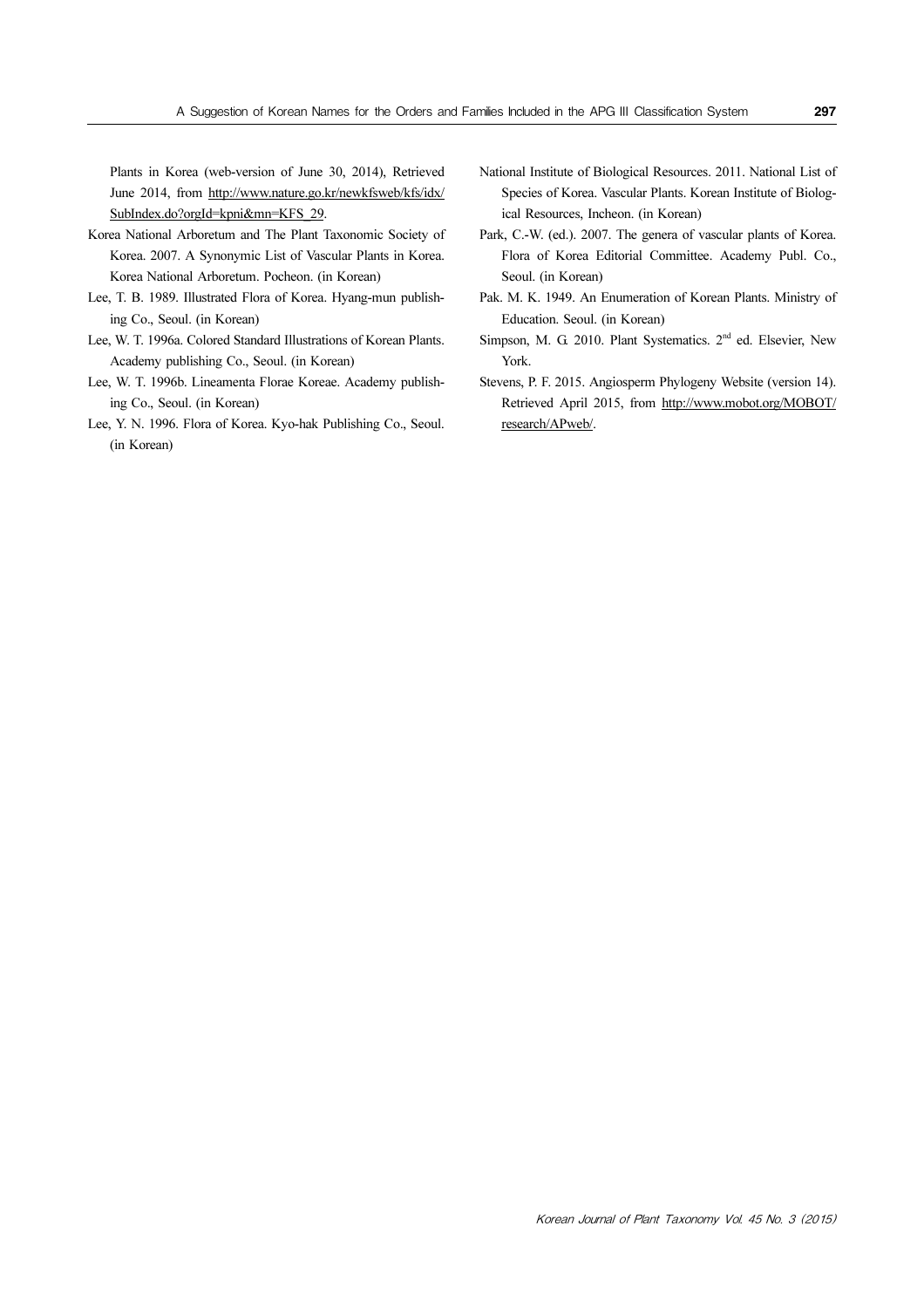Plants in Korea (web-version of June 30, 2014), Retrieved June 2014, from http://www.nature.go.kr/newkfsweb/kfs/idx/SubIndex.do?orgId=kpni&mn=KFS_29.

Korea National Arboretum and The Plant Taxonomic Society of Korea. 2007. A Synonymic List of Vascular Plants in Korea. Korea National Arboretum. Pocheon. (in Korean)

Lee, T. B. 1989. Illustrated Flora of Korea. Hyang-mun publishing Co., Seoul. (in Korean)

Lee, W. T. 1996a. Colored Standard Illustrations of Korean Plants. Academy publishing Co., Seoul. (in Korean)

Lee, W. T. 1996b. Lineamenta Florae Koreae. Academy publishing Co., Seoul. (in Korean)

Lee, Y. N. 1996. Flora of Korea. Kyo-hak Publishing Co., Seoul. (in Korean)

National Institute of Biological Resources. 2011. National List of Species of Korea. Vascular Plants. Korean Institute of Biological Resources, Incheon. (in Korean)

Park, C.-W. (ed.). 2007. The genera of vascular plants of Korea. Flora of Korea Editorial Committee. Academy Publ. Co., Seoul. (in Korean)

Pak. M. K. 1949. An Enumeration of Korean Plants. Ministry of Education. Seoul. (in Korean)

Simpson, M. G. 2010. Plant Systematics. 2nd ed. Elsevier, New York.

Stevens, P. F. 2015. Angiosperm Phylogeny Website (version 14). Retrieved April 2015, from http://www.mobot.org/MOBOT/research/APweb/.